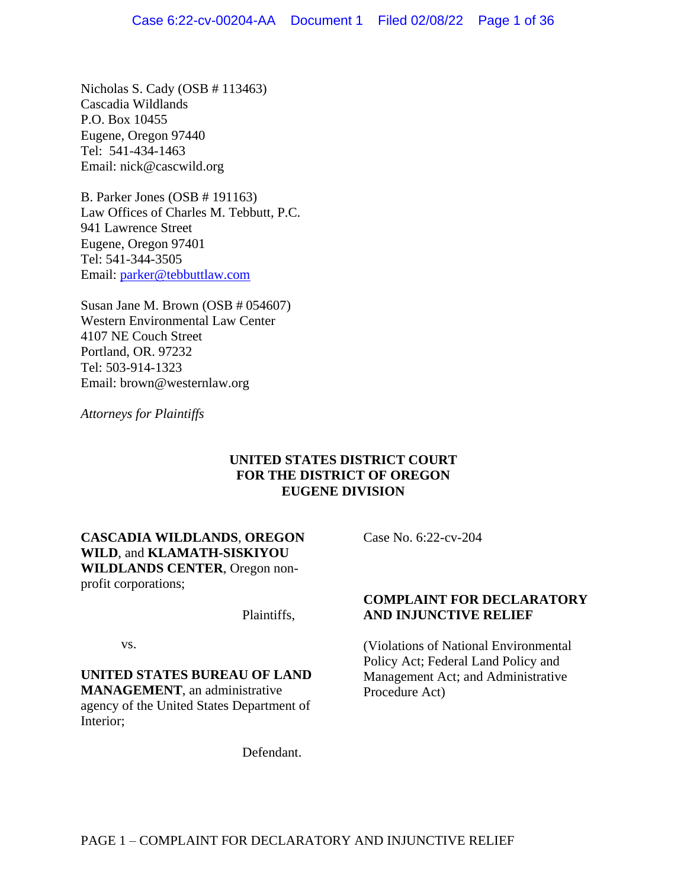Nicholas S. Cady (OSB # 113463)
Cascadia Wildlands
P.O. Box 10455
Eugene, Oregon 97440
Tel: 541-434-1463
Email: nick@cascwild.org

B. Parker Jones (OSB # 191163)
Law Offices of Charles M. Tebbutt, P.C.
941 Lawrence Street
Eugene, Oregon 97401
Tel: 541-344-3505
Email: parker@tebbuttlaw.com

Susan Jane M. Brown (OSB # 054607)
Western Environmental Law Center
4107 NE Couch Street
Portland, OR. 97232
Tel: 503-914-1323
Email: brown@westernlaw.org

*Attorneys for Plaintiffs*

**UNITED STATES DISTRICT COURT**
**FOR THE DISTRICT OF OREGON**
**EUGENE DIVISION**

**CASCADIA WILDLANDS**, **OREGON WILD**, and **KLAMATH-SISKIYOU WILDLANDS CENTER**, Oregon non-profit corporations;

Plaintiffs,

vs.

**UNITED STATES BUREAU OF LAND MANAGEMENT**, an administrative agency of the United States Department of Interior;

Defendant.

Case No. 6:22-cv-204

**COMPLAINT FOR DECLARATORY AND INJUNCTIVE RELIEF**

(Violations of National Environmental Policy Act; Federal Land Policy and Management Act; and Administrative Procedure Act)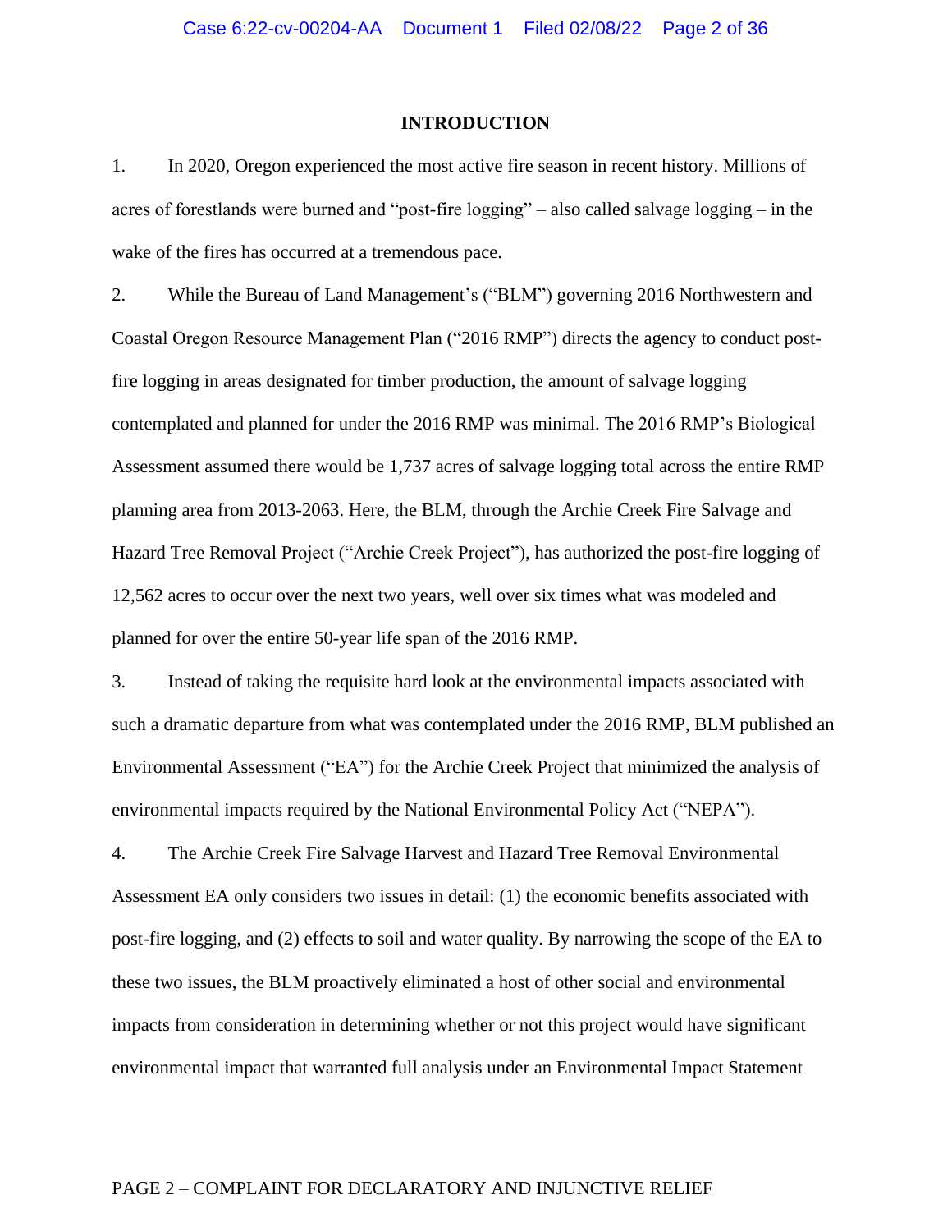## INTRODUCTION

1. In 2020, Oregon experienced the most active fire season in recent history. Millions of acres of forestlands were burned and "post-fire logging" – also called salvage logging – in the wake of the fires has occurred at a tremendous pace.

2. While the Bureau of Land Management's ("BLM") governing 2016 Northwestern and Coastal Oregon Resource Management Plan ("2016 RMP") directs the agency to conduct post-fire logging in areas designated for timber production, the amount of salvage logging contemplated and planned for under the 2016 RMP was minimal. The 2016 RMP's Biological Assessment assumed there would be 1,737 acres of salvage logging total across the entire RMP planning area from 2013-2063. Here, the BLM, through the Archie Creek Fire Salvage and Hazard Tree Removal Project ("Archie Creek Project"), has authorized the post-fire logging of 12,562 acres to occur over the next two years, well over six times what was modeled and planned for over the entire 50-year life span of the 2016 RMP.

3. Instead of taking the requisite hard look at the environmental impacts associated with such a dramatic departure from what was contemplated under the 2016 RMP, BLM published an Environmental Assessment ("EA") for the Archie Creek Project that minimized the analysis of environmental impacts required by the National Environmental Policy Act ("NEPA").

4. The Archie Creek Fire Salvage Harvest and Hazard Tree Removal Environmental Assessment EA only considers two issues in detail: (1) the economic benefits associated with post-fire logging, and (2) effects to soil and water quality. By narrowing the scope of the EA to these two issues, the BLM proactively eliminated a host of other social and environmental impacts from consideration in determining whether or not this project would have significant environmental impact that warranted full analysis under an Environmental Impact Statement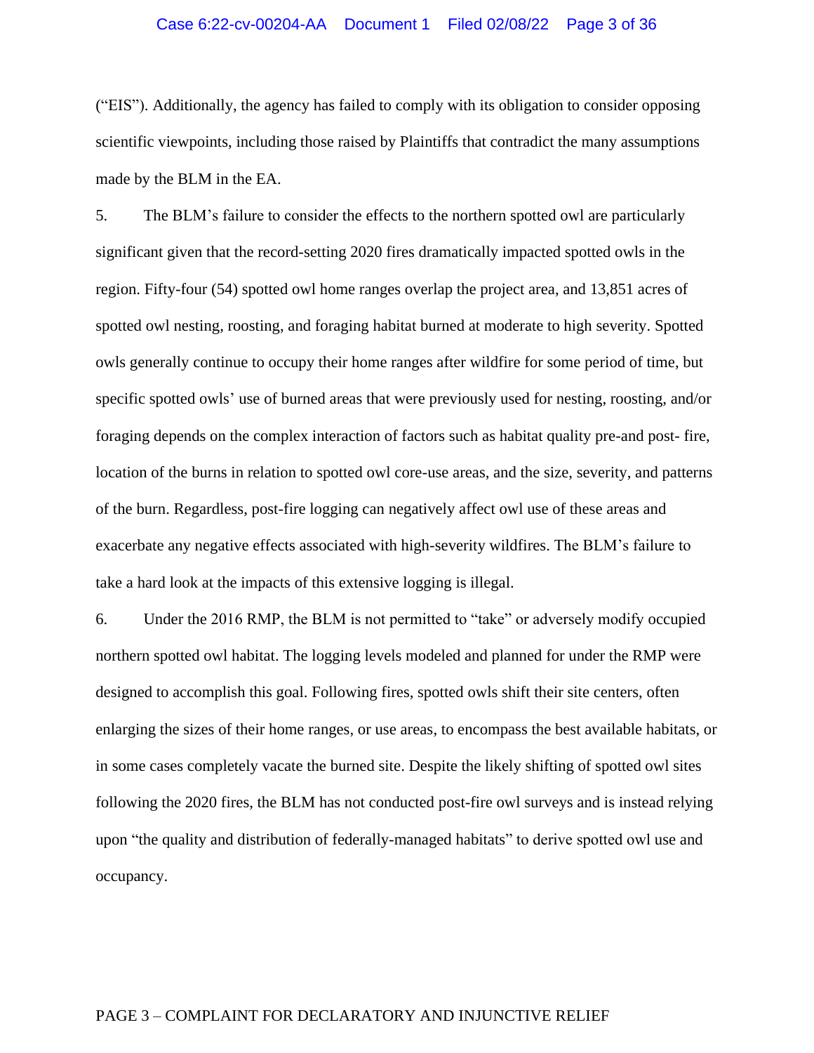("EIS"). Additionally, the agency has failed to comply with its obligation to consider opposing scientific viewpoints, including those raised by Plaintiffs that contradict the many assumptions made by the BLM in the EA.

5. The BLM's failure to consider the effects to the northern spotted owl are particularly significant given that the record-setting 2020 fires dramatically impacted spotted owls in the region. Fifty-four (54) spotted owl home ranges overlap the project area, and 13,851 acres of spotted owl nesting, roosting, and foraging habitat burned at moderate to high severity. Spotted owls generally continue to occupy their home ranges after wildfire for some period of time, but specific spotted owls' use of burned areas that were previously used for nesting, roosting, and/or foraging depends on the complex interaction of factors such as habitat quality pre-and post- fire, location of the burns in relation to spotted owl core-use areas, and the size, severity, and patterns of the burn. Regardless, post-fire logging can negatively affect owl use of these areas and exacerbate any negative effects associated with high-severity wildfires. The BLM's failure to take a hard look at the impacts of this extensive logging is illegal.

6. Under the 2016 RMP, the BLM is not permitted to "take" or adversely modify occupied northern spotted owl habitat. The logging levels modeled and planned for under the RMP were designed to accomplish this goal. Following fires, spotted owls shift their site centers, often enlarging the sizes of their home ranges, or use areas, to encompass the best available habitats, or in some cases completely vacate the burned site. Despite the likely shifting of spotted owl sites following the 2020 fires, the BLM has not conducted post-fire owl surveys and is instead relying upon "the quality and distribution of federally-managed habitats" to derive spotted owl use and occupancy.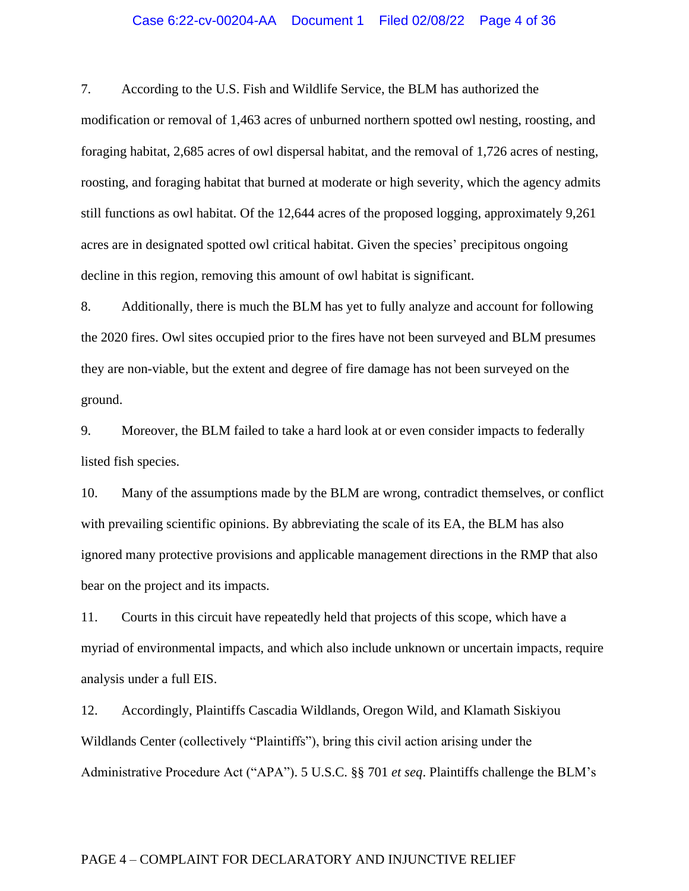7. According to the U.S. Fish and Wildlife Service, the BLM has authorized the modification or removal of 1,463 acres of unburned northern spotted owl nesting, roosting, and foraging habitat, 2,685 acres of owl dispersal habitat, and the removal of 1,726 acres of nesting, roosting, and foraging habitat that burned at moderate or high severity, which the agency admits still functions as owl habitat. Of the 12,644 acres of the proposed logging, approximately 9,261 acres are in designated spotted owl critical habitat. Given the species' precipitous ongoing decline in this region, removing this amount of owl habitat is significant.

8. Additionally, there is much the BLM has yet to fully analyze and account for following the 2020 fires. Owl sites occupied prior to the fires have not been surveyed and BLM presumes they are non-viable, but the extent and degree of fire damage has not been surveyed on the ground.

9. Moreover, the BLM failed to take a hard look at or even consider impacts to federally listed fish species.

10. Many of the assumptions made by the BLM are wrong, contradict themselves, or conflict with prevailing scientific opinions. By abbreviating the scale of its EA, the BLM has also ignored many protective provisions and applicable management directions in the RMP that also bear on the project and its impacts.

11. Courts in this circuit have repeatedly held that projects of this scope, which have a myriad of environmental impacts, and which also include unknown or uncertain impacts, require analysis under a full EIS.

12. Accordingly, Plaintiffs Cascadia Wildlands, Oregon Wild, and Klamath Siskiyou Wildlands Center (collectively "Plaintiffs"), bring this civil action arising under the Administrative Procedure Act ("APA"). 5 U.S.C. §§ 701 *et seq*. Plaintiffs challenge the BLM's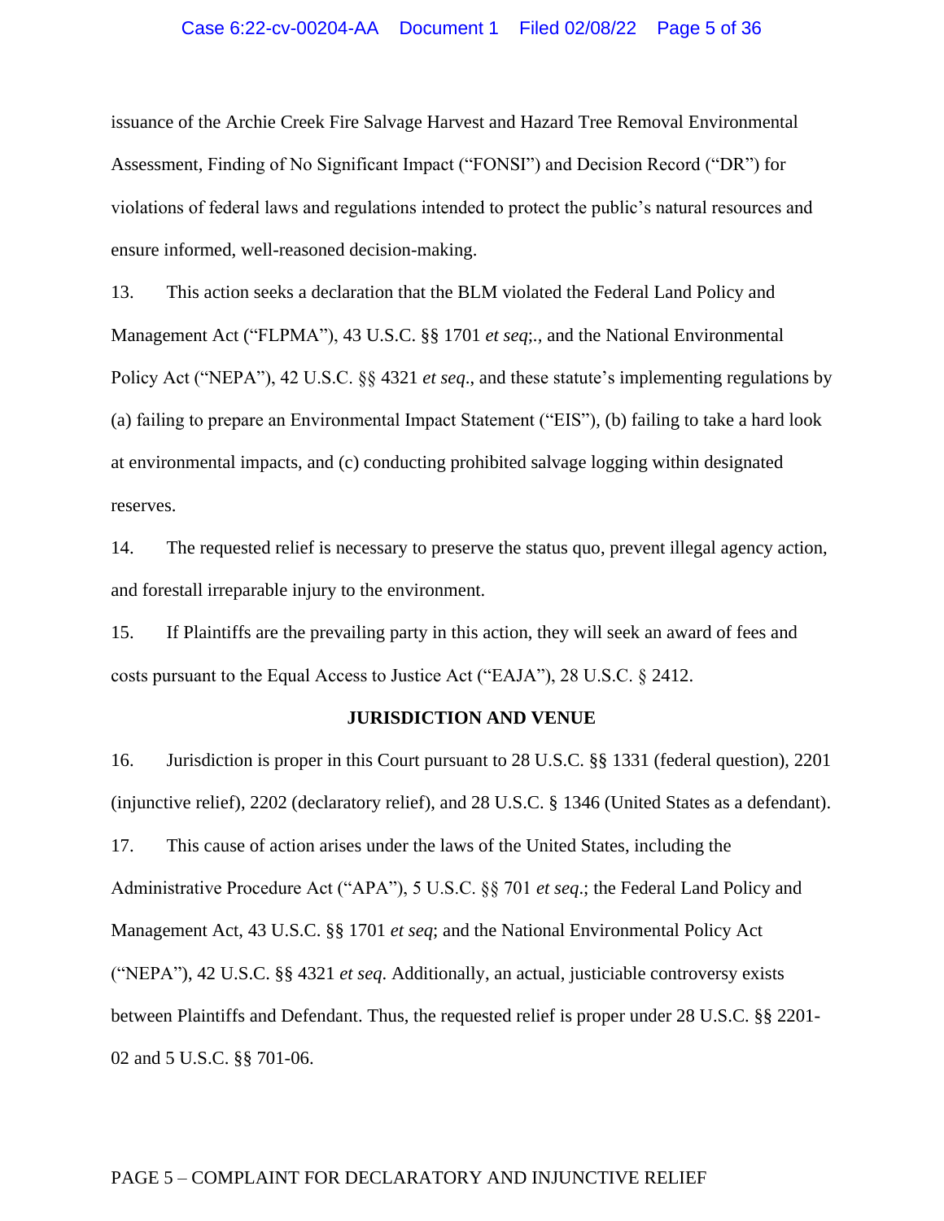issuance of the Archie Creek Fire Salvage Harvest and Hazard Tree Removal Environmental Assessment, Finding of No Significant Impact ("FONSI") and Decision Record ("DR") for violations of federal laws and regulations intended to protect the public's natural resources and ensure informed, well-reasoned decision-making.

13. This action seeks a declaration that the BLM violated the Federal Land Policy and Management Act ("FLPMA"), 43 U.S.C. §§ 1701 *et seq*;., and the National Environmental Policy Act ("NEPA"), 42 U.S.C. §§ 4321 *et seq*., and these statute's implementing regulations by (a) failing to prepare an Environmental Impact Statement ("EIS"), (b) failing to take a hard look at environmental impacts, and (c) conducting prohibited salvage logging within designated reserves.

14. The requested relief is necessary to preserve the status quo, prevent illegal agency action, and forestall irreparable injury to the environment.

15. If Plaintiffs are the prevailing party in this action, they will seek an award of fees and costs pursuant to the Equal Access to Justice Act ("EAJA"), 28 U.S.C. § 2412.

## JURISDICTION AND VENUE

16. Jurisdiction is proper in this Court pursuant to 28 U.S.C. §§ 1331 (federal question), 2201 (injunctive relief), 2202 (declaratory relief), and 28 U.S.C. § 1346 (United States as a defendant).

17. This cause of action arises under the laws of the United States, including the Administrative Procedure Act ("APA"), 5 U.S.C. §§ 701 *et seq*.; the Federal Land Policy and Management Act, 43 U.S.C. §§ 1701 *et seq*; and the National Environmental Policy Act ("NEPA"), 42 U.S.C. §§ 4321 *et seq*. Additionally, an actual, justiciable controversy exists between Plaintiffs and Defendant. Thus, the requested relief is proper under 28 U.S.C. §§ 2201-02 and 5 U.S.C. §§ 701-06.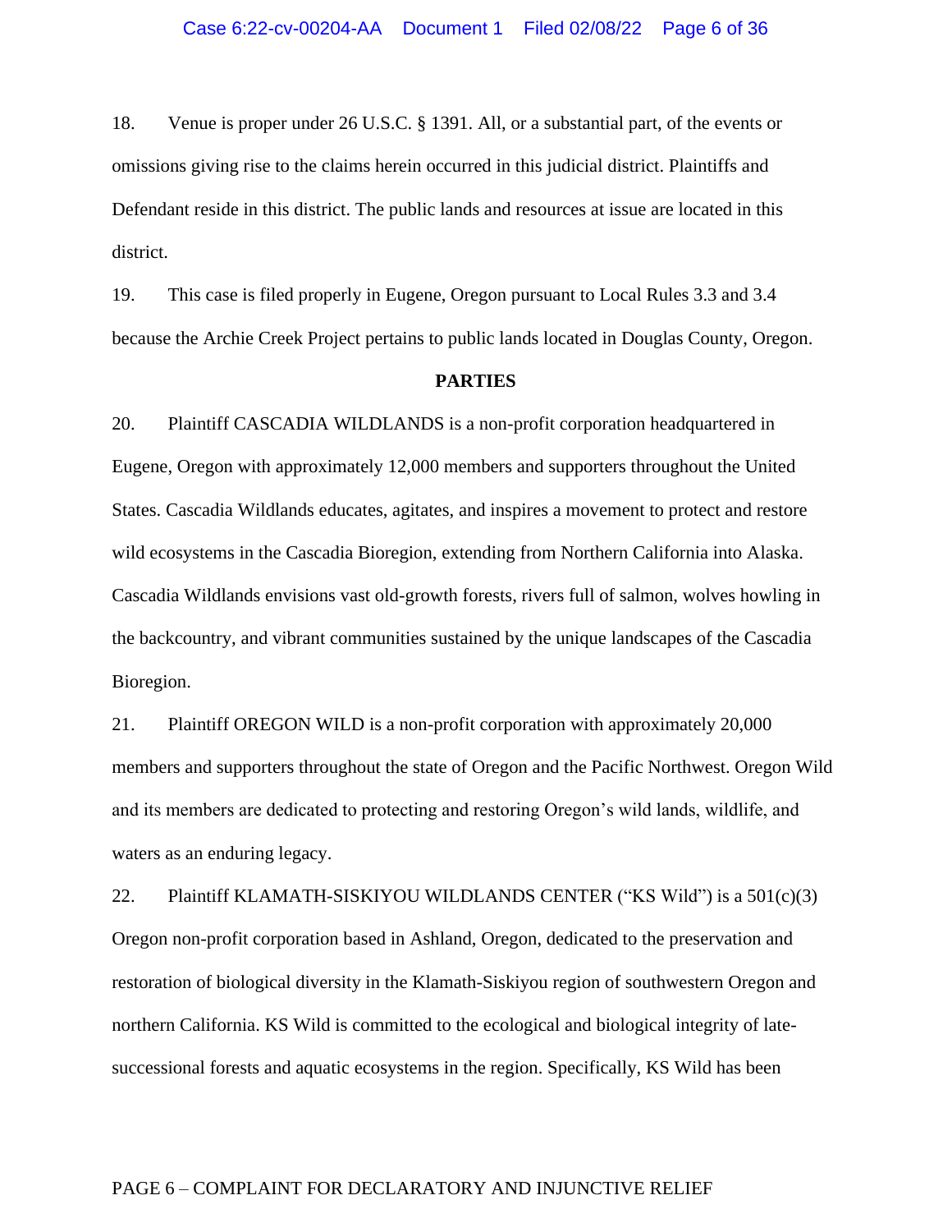18. Venue is proper under 26 U.S.C. § 1391. All, or a substantial part, of the events or omissions giving rise to the claims herein occurred in this judicial district. Plaintiffs and Defendant reside in this district. The public lands and resources at issue are located in this district.

19. This case is filed properly in Eugene, Oregon pursuant to Local Rules 3.3 and 3.4 because the Archie Creek Project pertains to public lands located in Douglas County, Oregon.

**PARTIES**

20. Plaintiff CASCADIA WILDLANDS is a non-profit corporation headquartered in Eugene, Oregon with approximately 12,000 members and supporters throughout the United States. Cascadia Wildlands educates, agitates, and inspires a movement to protect and restore wild ecosystems in the Cascadia Bioregion, extending from Northern California into Alaska. Cascadia Wildlands envisions vast old-growth forests, rivers full of salmon, wolves howling in the backcountry, and vibrant communities sustained by the unique landscapes of the Cascadia Bioregion.

21. Plaintiff OREGON WILD is a non-profit corporation with approximately 20,000 members and supporters throughout the state of Oregon and the Pacific Northwest. Oregon Wild and its members are dedicated to protecting and restoring Oregon's wild lands, wildlife, and waters as an enduring legacy.

22. Plaintiff KLAMATH-SISKIYOU WILDLANDS CENTER ("KS Wild") is a 501(c)(3) Oregon non-profit corporation based in Ashland, Oregon, dedicated to the preservation and restoration of biological diversity in the Klamath-Siskiyou region of southwestern Oregon and northern California. KS Wild is committed to the ecological and biological integrity of late-successional forests and aquatic ecosystems in the region. Specifically, KS Wild has been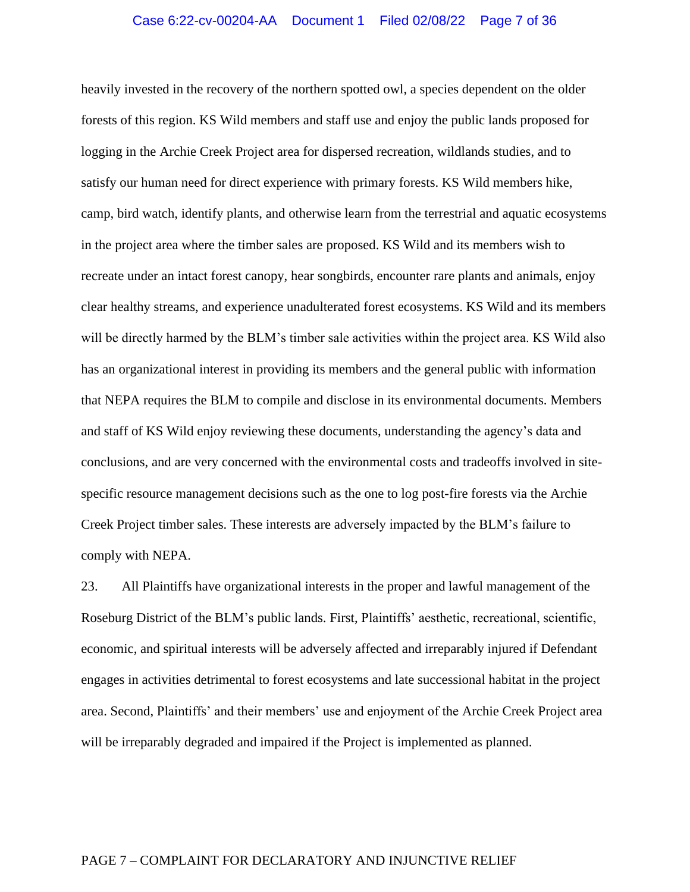heavily invested in the recovery of the northern spotted owl, a species dependent on the older forests of this region. KS Wild members and staff use and enjoy the public lands proposed for logging in the Archie Creek Project area for dispersed recreation, wildlands studies, and to satisfy our human need for direct experience with primary forests. KS Wild members hike, camp, bird watch, identify plants, and otherwise learn from the terrestrial and aquatic ecosystems in the project area where the timber sales are proposed. KS Wild and its members wish to recreate under an intact forest canopy, hear songbirds, encounter rare plants and animals, enjoy clear healthy streams, and experience unadulterated forest ecosystems. KS Wild and its members will be directly harmed by the BLM's timber sale activities within the project area. KS Wild also has an organizational interest in providing its members and the general public with information that NEPA requires the BLM to compile and disclose in its environmental documents. Members and staff of KS Wild enjoy reviewing these documents, understanding the agency's data and conclusions, and are very concerned with the environmental costs and tradeoffs involved in site-specific resource management decisions such as the one to log post-fire forests via the Archie Creek Project timber sales. These interests are adversely impacted by the BLM's failure to comply with NEPA.

23. All Plaintiffs have organizational interests in the proper and lawful management of the Roseburg District of the BLM's public lands. First, Plaintiffs' aesthetic, recreational, scientific, economic, and spiritual interests will be adversely affected and irreparably injured if Defendant engages in activities detrimental to forest ecosystems and late successional habitat in the project area. Second, Plaintiffs' and their members' use and enjoyment of the Archie Creek Project area will be irreparably degraded and impaired if the Project is implemented as planned.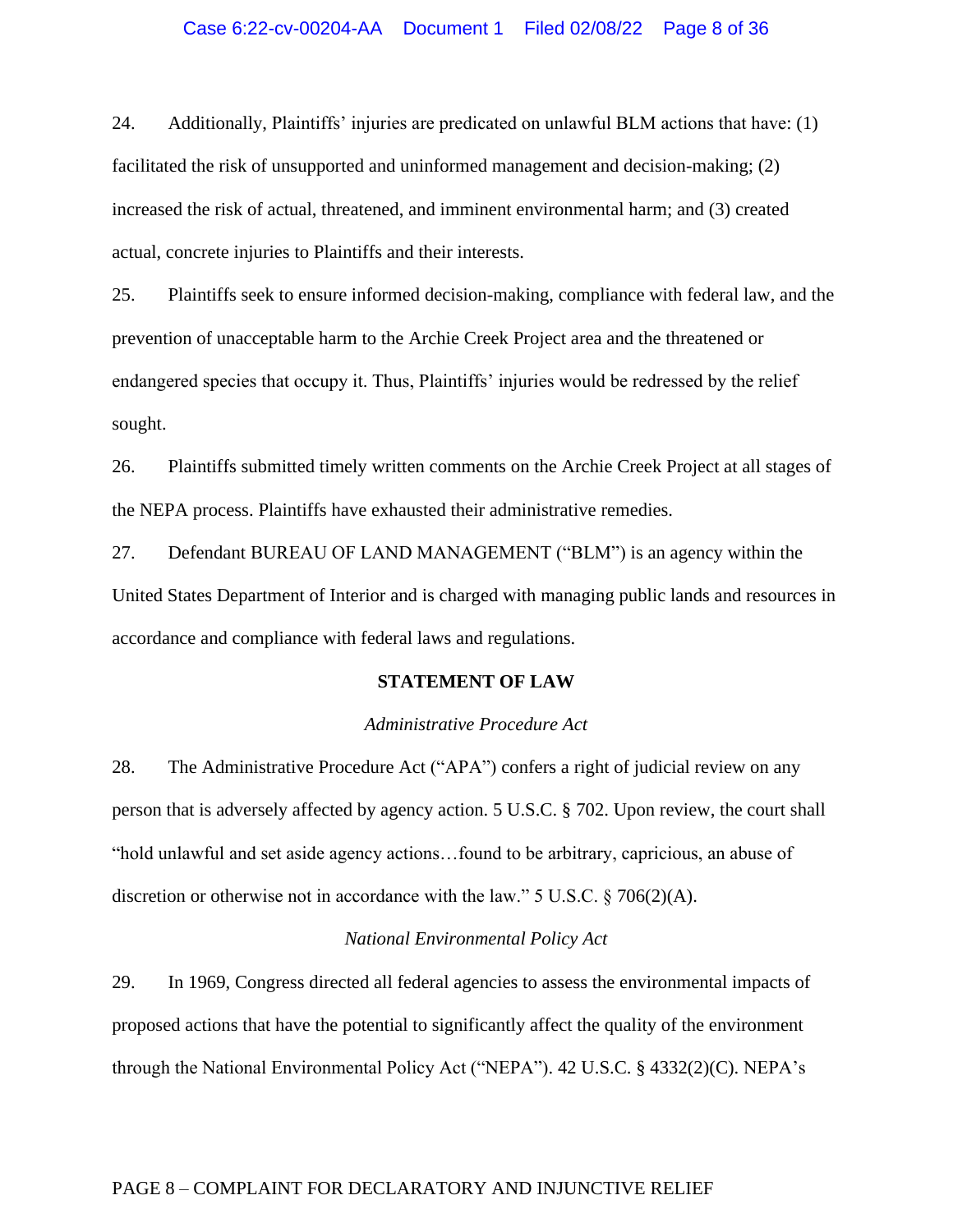24. Additionally, Plaintiffs' injuries are predicated on unlawful BLM actions that have: (1) facilitated the risk of unsupported and uninformed management and decision-making; (2) increased the risk of actual, threatened, and imminent environmental harm; and (3) created actual, concrete injuries to Plaintiffs and their interests.

25. Plaintiffs seek to ensure informed decision-making, compliance with federal law, and the prevention of unacceptable harm to the Archie Creek Project area and the threatened or endangered species that occupy it. Thus, Plaintiffs' injuries would be redressed by the relief sought.

26. Plaintiffs submitted timely written comments on the Archie Creek Project at all stages of the NEPA process. Plaintiffs have exhausted their administrative remedies.

27. Defendant BUREAU OF LAND MANAGEMENT ("BLM") is an agency within the United States Department of Interior and is charged with managing public lands and resources in accordance and compliance with federal laws and regulations.

## STATEMENT OF LAW

### *Administrative Procedure Act*

28. The Administrative Procedure Act ("APA") confers a right of judicial review on any person that is adversely affected by agency action. 5 U.S.C. § 702. Upon review, the court shall "hold unlawful and set aside agency actions…found to be arbitrary, capricious, an abuse of discretion or otherwise not in accordance with the law." 5 U.S.C. § 706(2)(A).

### *National Environmental Policy Act*

29. In 1969, Congress directed all federal agencies to assess the environmental impacts of proposed actions that have the potential to significantly affect the quality of the environment through the National Environmental Policy Act ("NEPA"). 42 U.S.C. § 4332(2)(C). NEPA's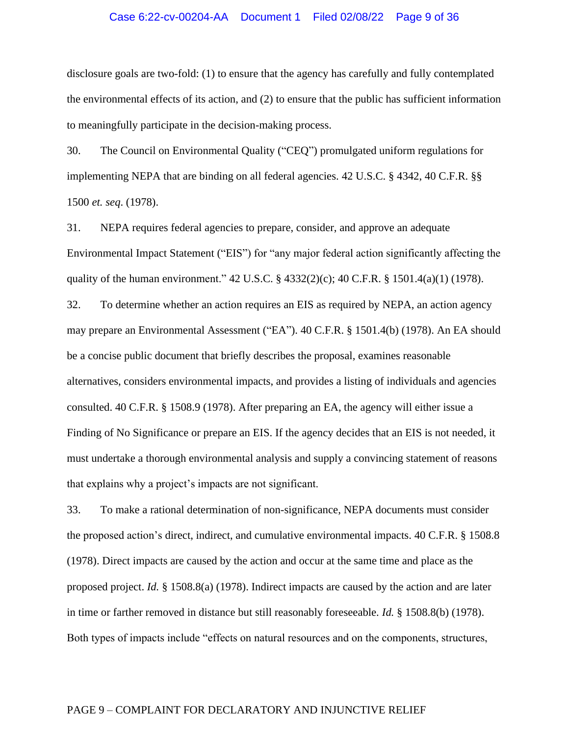disclosure goals are two-fold: (1) to ensure that the agency has carefully and fully contemplated the environmental effects of its action, and (2) to ensure that the public has sufficient information to meaningfully participate in the decision-making process.

30. The Council on Environmental Quality ("CEQ") promulgated uniform regulations for implementing NEPA that are binding on all federal agencies. 42 U.S.C. § 4342, 40 C.F.R. §§ 1500 *et. seq*. (1978).

31. NEPA requires federal agencies to prepare, consider, and approve an adequate Environmental Impact Statement ("EIS") for "any major federal action significantly affecting the quality of the human environment." 42 U.S.C. § 4332(2)(c); 40 C.F.R. § 1501.4(a)(1) (1978).

32. To determine whether an action requires an EIS as required by NEPA, an action agency may prepare an Environmental Assessment ("EA"). 40 C.F.R. § 1501.4(b) (1978). An EA should be a concise public document that briefly describes the proposal, examines reasonable alternatives, considers environmental impacts, and provides a listing of individuals and agencies consulted. 40 C.F.R. § 1508.9 (1978). After preparing an EA, the agency will either issue a Finding of No Significance or prepare an EIS. If the agency decides that an EIS is not needed, it must undertake a thorough environmental analysis and supply a convincing statement of reasons that explains why a project's impacts are not significant.

33. To make a rational determination of non-significance, NEPA documents must consider the proposed action's direct, indirect, and cumulative environmental impacts. 40 C.F.R. § 1508.8 (1978). Direct impacts are caused by the action and occur at the same time and place as the proposed project. *Id.* § 1508.8(a) (1978). Indirect impacts are caused by the action and are later in time or farther removed in distance but still reasonably foreseeable. *Id.* § 1508.8(b) (1978). Both types of impacts include "effects on natural resources and on the components, structures,

PAGE 9 – COMPLAINT FOR DECLARATORY AND INJUNCTIVE RELIEF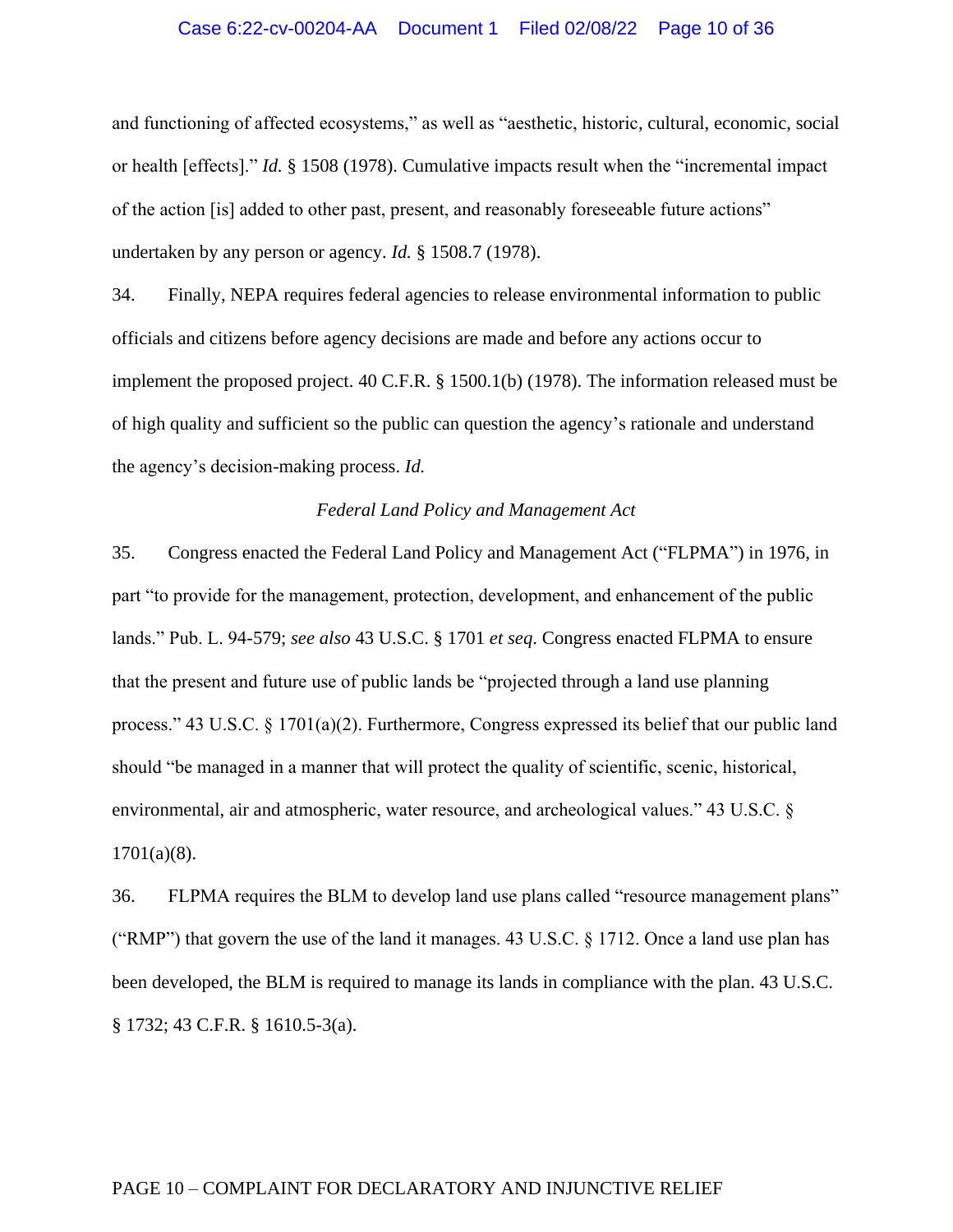and functioning of affected ecosystems," as well as "aesthetic, historic, cultural, economic, social or health [effects]." *Id.* § 1508 (1978). Cumulative impacts result when the "incremental impact of the action [is] added to other past, present, and reasonably foreseeable future actions" undertaken by any person or agency. *Id.* § 1508.7 (1978).

34. Finally, NEPA requires federal agencies to release environmental information to public officials and citizens before agency decisions are made and before any actions occur to implement the proposed project. 40 C.F.R. § 1500.1(b) (1978). The information released must be of high quality and sufficient so the public can question the agency's rationale and understand the agency's decision-making process. *Id.*

*Federal Land Policy and Management Act*

35. Congress enacted the Federal Land Policy and Management Act ("FLPMA") in 1976, in part "to provide for the management, protection, development, and enhancement of the public lands." Pub. L. 94-579; *see also* 43 U.S.C. § 1701 *et seq*. Congress enacted FLPMA to ensure that the present and future use of public lands be "projected through a land use planning process." 43 U.S.C. § 1701(a)(2). Furthermore, Congress expressed its belief that our public land should "be managed in a manner that will protect the quality of scientific, scenic, historical, environmental, air and atmospheric, water resource, and archeological values." 43 U.S.C. § 1701(a)(8).

36. FLPMA requires the BLM to develop land use plans called "resource management plans" ("RMP") that govern the use of the land it manages. 43 U.S.C. § 1712. Once a land use plan has been developed, the BLM is required to manage its lands in compliance with the plan. 43 U.S.C. § 1732; 43 C.F.R. § 1610.5-3(a).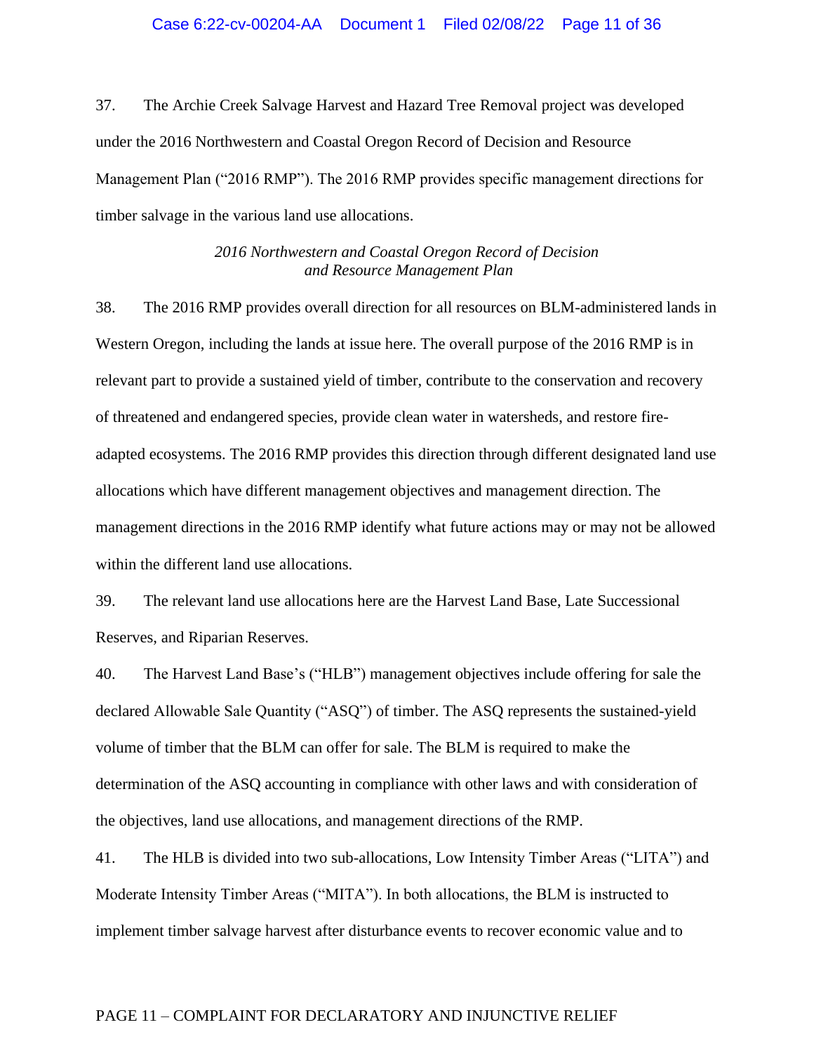37. The Archie Creek Salvage Harvest and Hazard Tree Removal project was developed under the 2016 Northwestern and Coastal Oregon Record of Decision and Resource Management Plan ("2016 RMP"). The 2016 RMP provides specific management directions for timber salvage in the various land use allocations.

*2016 Northwestern and Coastal Oregon Record of Decision and Resource Management Plan*

38. The 2016 RMP provides overall direction for all resources on BLM-administered lands in Western Oregon, including the lands at issue here. The overall purpose of the 2016 RMP is in relevant part to provide a sustained yield of timber, contribute to the conservation and recovery of threatened and endangered species, provide clean water in watersheds, and restore fire-adapted ecosystems. The 2016 RMP provides this direction through different designated land use allocations which have different management objectives and management direction. The management directions in the 2016 RMP identify what future actions may or may not be allowed within the different land use allocations.

39. The relevant land use allocations here are the Harvest Land Base, Late Successional Reserves, and Riparian Reserves.

40. The Harvest Land Base's ("HLB") management objectives include offering for sale the declared Allowable Sale Quantity ("ASQ") of timber. The ASQ represents the sustained-yield volume of timber that the BLM can offer for sale. The BLM is required to make the determination of the ASQ accounting in compliance with other laws and with consideration of the objectives, land use allocations, and management directions of the RMP.

41. The HLB is divided into two sub-allocations, Low Intensity Timber Areas ("LITA") and Moderate Intensity Timber Areas ("MITA"). In both allocations, the BLM is instructed to implement timber salvage harvest after disturbance events to recover economic value and to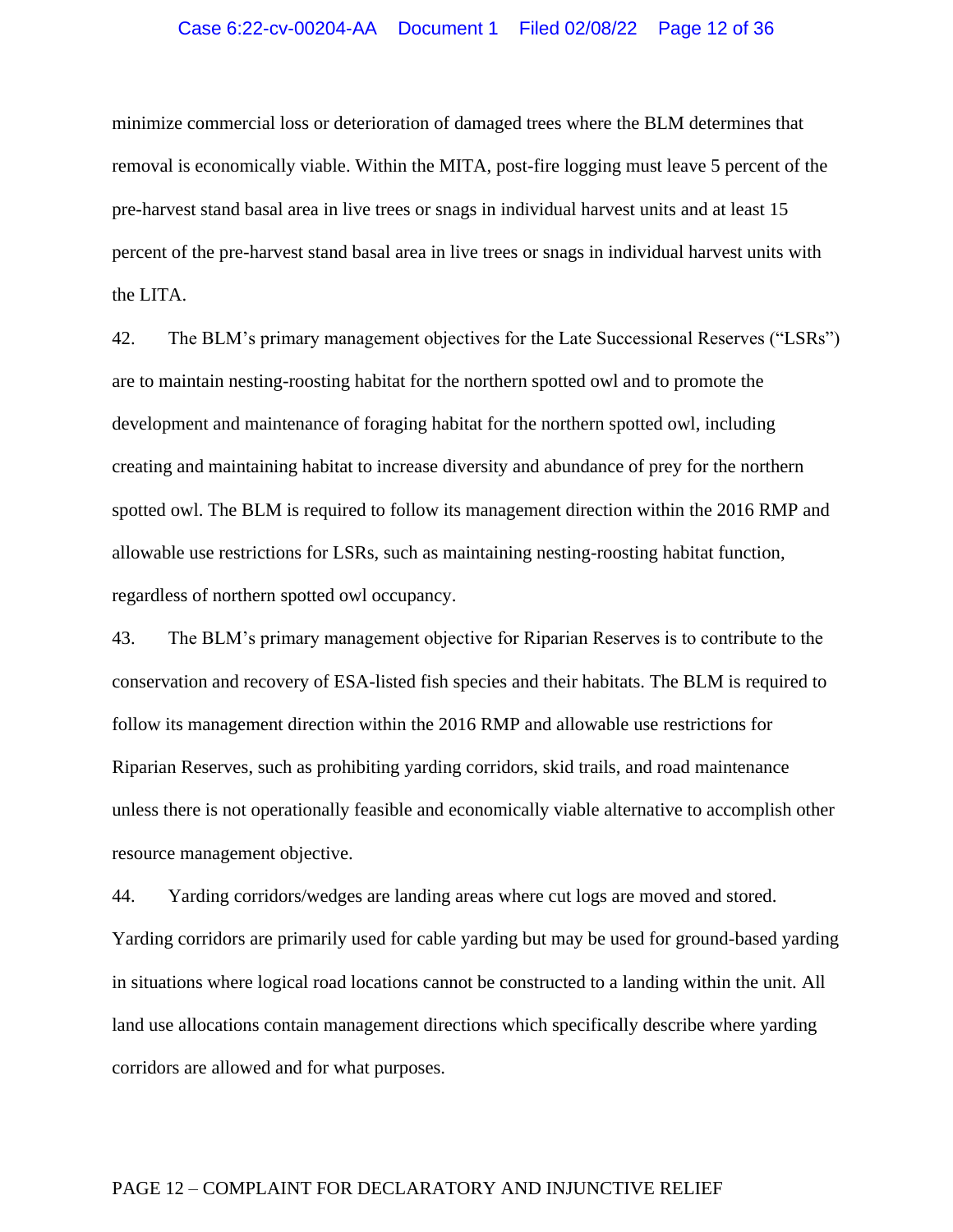minimize commercial loss or deterioration of damaged trees where the BLM determines that removal is economically viable. Within the MITA, post-fire logging must leave 5 percent of the pre-harvest stand basal area in live trees or snags in individual harvest units and at least 15 percent of the pre-harvest stand basal area in live trees or snags in individual harvest units with the LITA.

42. The BLM's primary management objectives for the Late Successional Reserves ("LSRs") are to maintain nesting-roosting habitat for the northern spotted owl and to promote the development and maintenance of foraging habitat for the northern spotted owl, including creating and maintaining habitat to increase diversity and abundance of prey for the northern spotted owl. The BLM is required to follow its management direction within the 2016 RMP and allowable use restrictions for LSRs, such as maintaining nesting-roosting habitat function, regardless of northern spotted owl occupancy.

43. The BLM's primary management objective for Riparian Reserves is to contribute to the conservation and recovery of ESA-listed fish species and their habitats. The BLM is required to follow its management direction within the 2016 RMP and allowable use restrictions for Riparian Reserves, such as prohibiting yarding corridors, skid trails, and road maintenance unless there is not operationally feasible and economically viable alternative to accomplish other resource management objective.

44. Yarding corridors/wedges are landing areas where cut logs are moved and stored. Yarding corridors are primarily used for cable yarding but may be used for ground-based yarding in situations where logical road locations cannot be constructed to a landing within the unit. All land use allocations contain management directions which specifically describe where yarding corridors are allowed and for what purposes.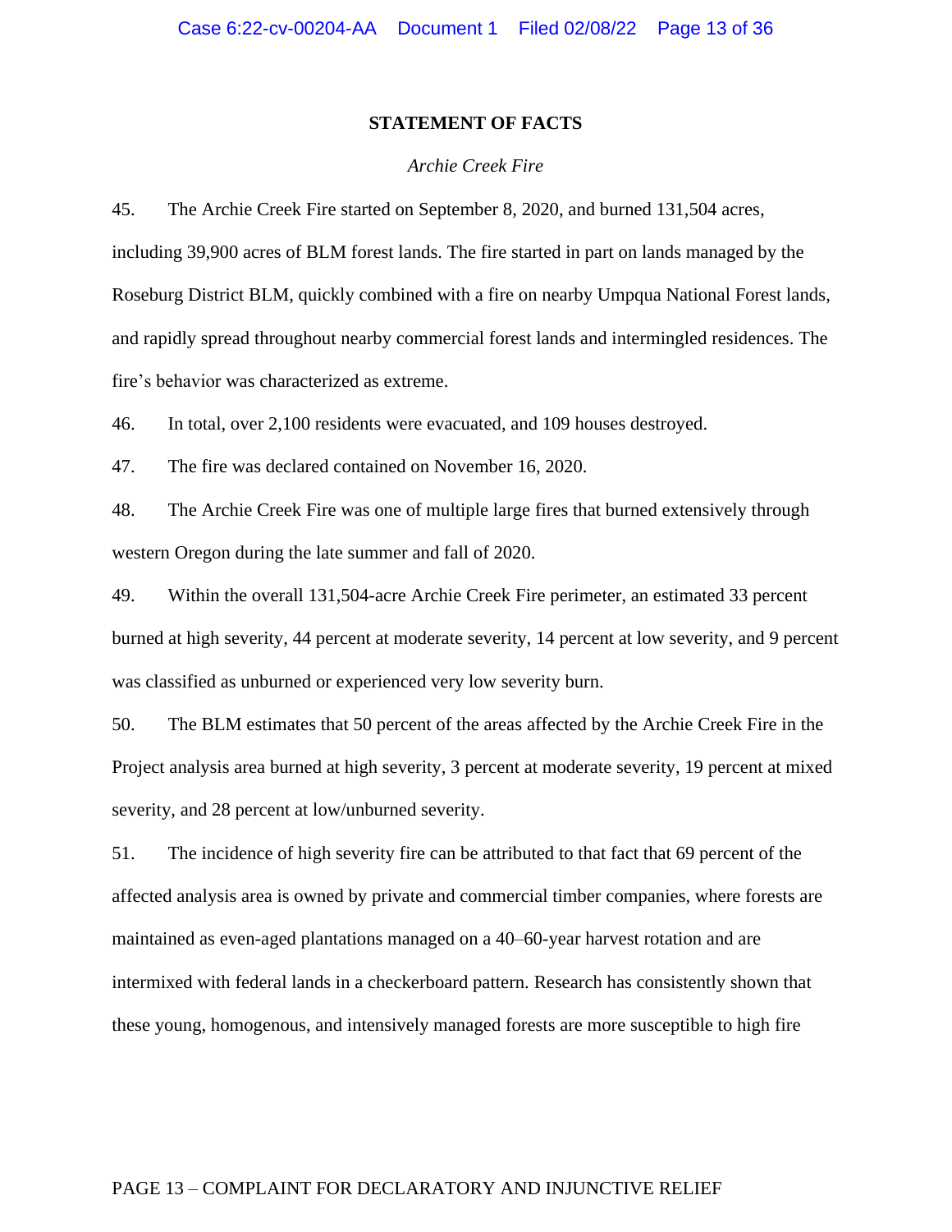## STATEMENT OF FACTS

### *Archie Creek Fire*

45. The Archie Creek Fire started on September 8, 2020, and burned 131,504 acres, including 39,900 acres of BLM forest lands. The fire started in part on lands managed by the Roseburg District BLM, quickly combined with a fire on nearby Umpqua National Forest lands, and rapidly spread throughout nearby commercial forest lands and intermingled residences. The fire's behavior was characterized as extreme.

46. In total, over 2,100 residents were evacuated, and 109 houses destroyed.

47. The fire was declared contained on November 16, 2020.

48. The Archie Creek Fire was one of multiple large fires that burned extensively through western Oregon during the late summer and fall of 2020.

49. Within the overall 131,504-acre Archie Creek Fire perimeter, an estimated 33 percent burned at high severity, 44 percent at moderate severity, 14 percent at low severity, and 9 percent was classified as unburned or experienced very low severity burn.

50. The BLM estimates that 50 percent of the areas affected by the Archie Creek Fire in the Project analysis area burned at high severity, 3 percent at moderate severity, 19 percent at mixed severity, and 28 percent at low/unburned severity.

51. The incidence of high severity fire can be attributed to that fact that 69 percent of the affected analysis area is owned by private and commercial timber companies, where forests are maintained as even-aged plantations managed on a 40–60-year harvest rotation and are intermixed with federal lands in a checkerboard pattern. Research has consistently shown that these young, homogenous, and intensively managed forests are more susceptible to high fire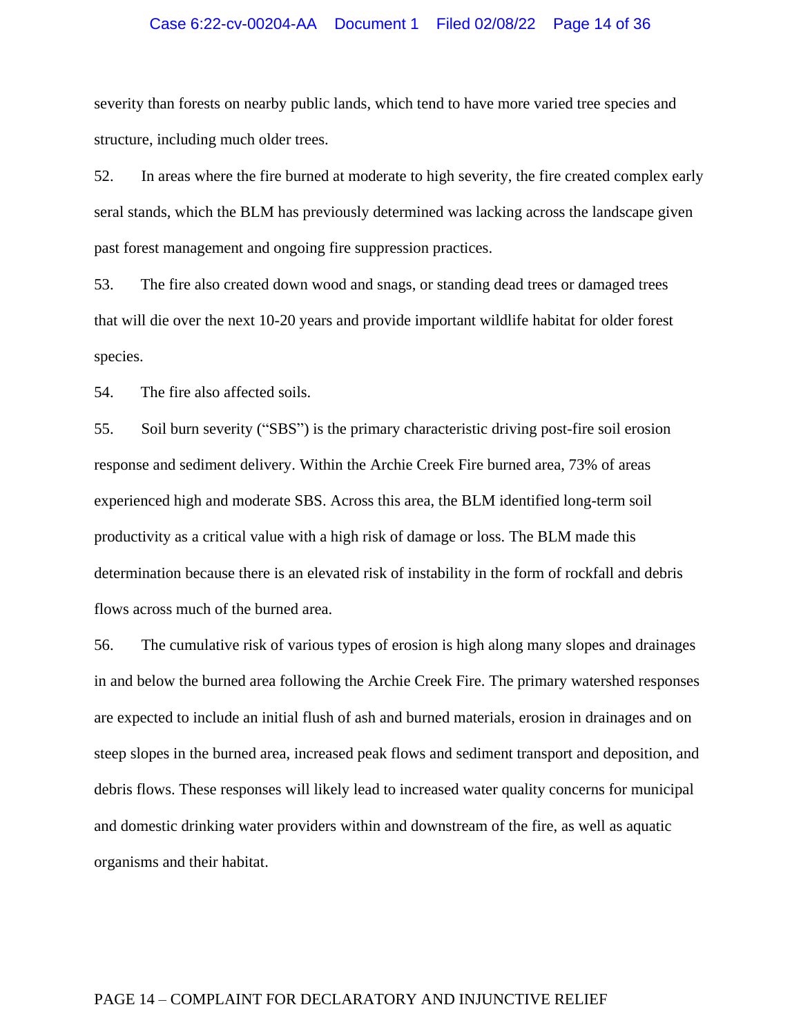severity than forests on nearby public lands, which tend to have more varied tree species and structure, including much older trees.

52. In areas where the fire burned at moderate to high severity, the fire created complex early seral stands, which the BLM has previously determined was lacking across the landscape given past forest management and ongoing fire suppression practices.

53. The fire also created down wood and snags, or standing dead trees or damaged trees that will die over the next 10-20 years and provide important wildlife habitat for older forest species.

54. The fire also affected soils.

55. Soil burn severity ("SBS") is the primary characteristic driving post-fire soil erosion response and sediment delivery. Within the Archie Creek Fire burned area, 73% of areas experienced high and moderate SBS. Across this area, the BLM identified long-term soil productivity as a critical value with a high risk of damage or loss. The BLM made this determination because there is an elevated risk of instability in the form of rockfall and debris flows across much of the burned area.

56. The cumulative risk of various types of erosion is high along many slopes and drainages in and below the burned area following the Archie Creek Fire. The primary watershed responses are expected to include an initial flush of ash and burned materials, erosion in drainages and on steep slopes in the burned area, increased peak flows and sediment transport and deposition, and debris flows. These responses will likely lead to increased water quality concerns for municipal and domestic drinking water providers within and downstream of the fire, as well as aquatic organisms and their habitat.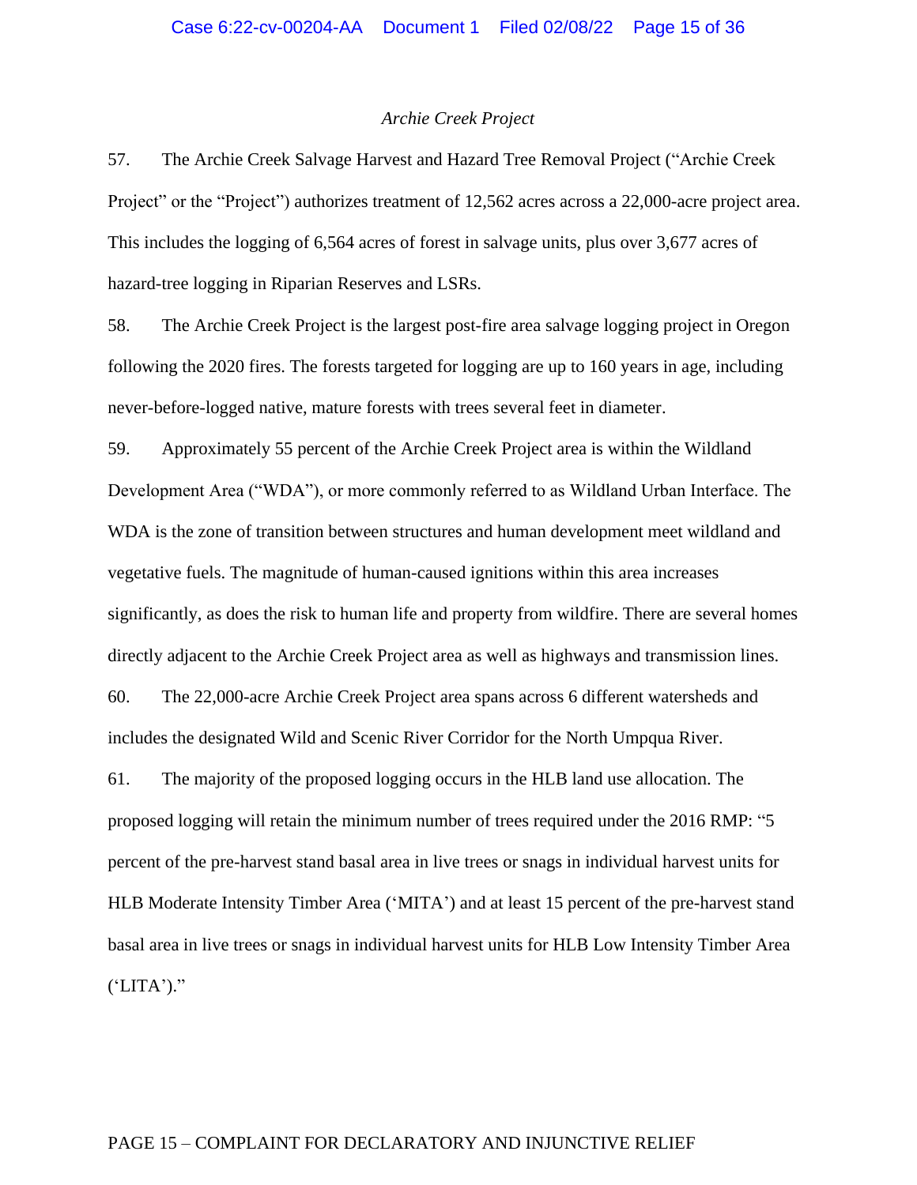*Archie Creek Project*

57. The Archie Creek Salvage Harvest and Hazard Tree Removal Project ("Archie Creek Project" or the "Project") authorizes treatment of 12,562 acres across a 22,000-acre project area. This includes the logging of 6,564 acres of forest in salvage units, plus over 3,677 acres of hazard-tree logging in Riparian Reserves and LSRs.

58. The Archie Creek Project is the largest post-fire area salvage logging project in Oregon following the 2020 fires. The forests targeted for logging are up to 160 years in age, including never-before-logged native, mature forests with trees several feet in diameter.

59. Approximately 55 percent of the Archie Creek Project area is within the Wildland Development Area ("WDA"), or more commonly referred to as Wildland Urban Interface. The WDA is the zone of transition between structures and human development meet wildland and vegetative fuels. The magnitude of human-caused ignitions within this area increases significantly, as does the risk to human life and property from wildfire. There are several homes directly adjacent to the Archie Creek Project area as well as highways and transmission lines.

60. The 22,000-acre Archie Creek Project area spans across 6 different watersheds and includes the designated Wild and Scenic River Corridor for the North Umpqua River.

61. The majority of the proposed logging occurs in the HLB land use allocation. The proposed logging will retain the minimum number of trees required under the 2016 RMP: "5 percent of the pre-harvest stand basal area in live trees or snags in individual harvest units for HLB Moderate Intensity Timber Area ('MITA') and at least 15 percent of the pre-harvest stand basal area in live trees or snags in individual harvest units for HLB Low Intensity Timber Area ('LITA')."

PAGE 15 – COMPLAINT FOR DECLARATORY AND INJUNCTIVE RELIEF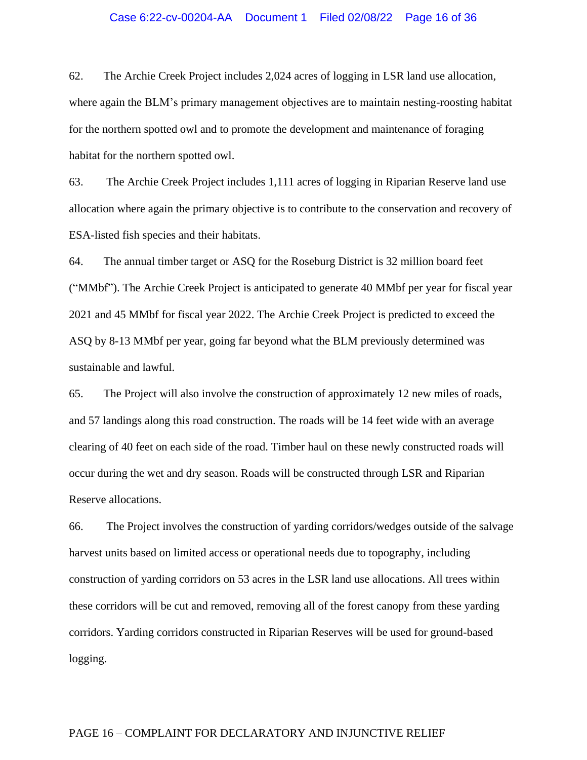62. The Archie Creek Project includes 2,024 acres of logging in LSR land use allocation, where again the BLM's primary management objectives are to maintain nesting-roosting habitat for the northern spotted owl and to promote the development and maintenance of foraging habitat for the northern spotted owl.

63. The Archie Creek Project includes 1,111 acres of logging in Riparian Reserve land use allocation where again the primary objective is to contribute to the conservation and recovery of ESA-listed fish species and their habitats.

64. The annual timber target or ASQ for the Roseburg District is 32 million board feet ("MMbf"). The Archie Creek Project is anticipated to generate 40 MMbf per year for fiscal year 2021 and 45 MMbf for fiscal year 2022. The Archie Creek Project is predicted to exceed the ASQ by 8-13 MMbf per year, going far beyond what the BLM previously determined was sustainable and lawful.

65. The Project will also involve the construction of approximately 12 new miles of roads, and 57 landings along this road construction. The roads will be 14 feet wide with an average clearing of 40 feet on each side of the road. Timber haul on these newly constructed roads will occur during the wet and dry season. Roads will be constructed through LSR and Riparian Reserve allocations.

66. The Project involves the construction of yarding corridors/wedges outside of the salvage harvest units based on limited access or operational needs due to topography, including construction of yarding corridors on 53 acres in the LSR land use allocations. All trees within these corridors will be cut and removed, removing all of the forest canopy from these yarding corridors. Yarding corridors constructed in Riparian Reserves will be used for ground-based logging.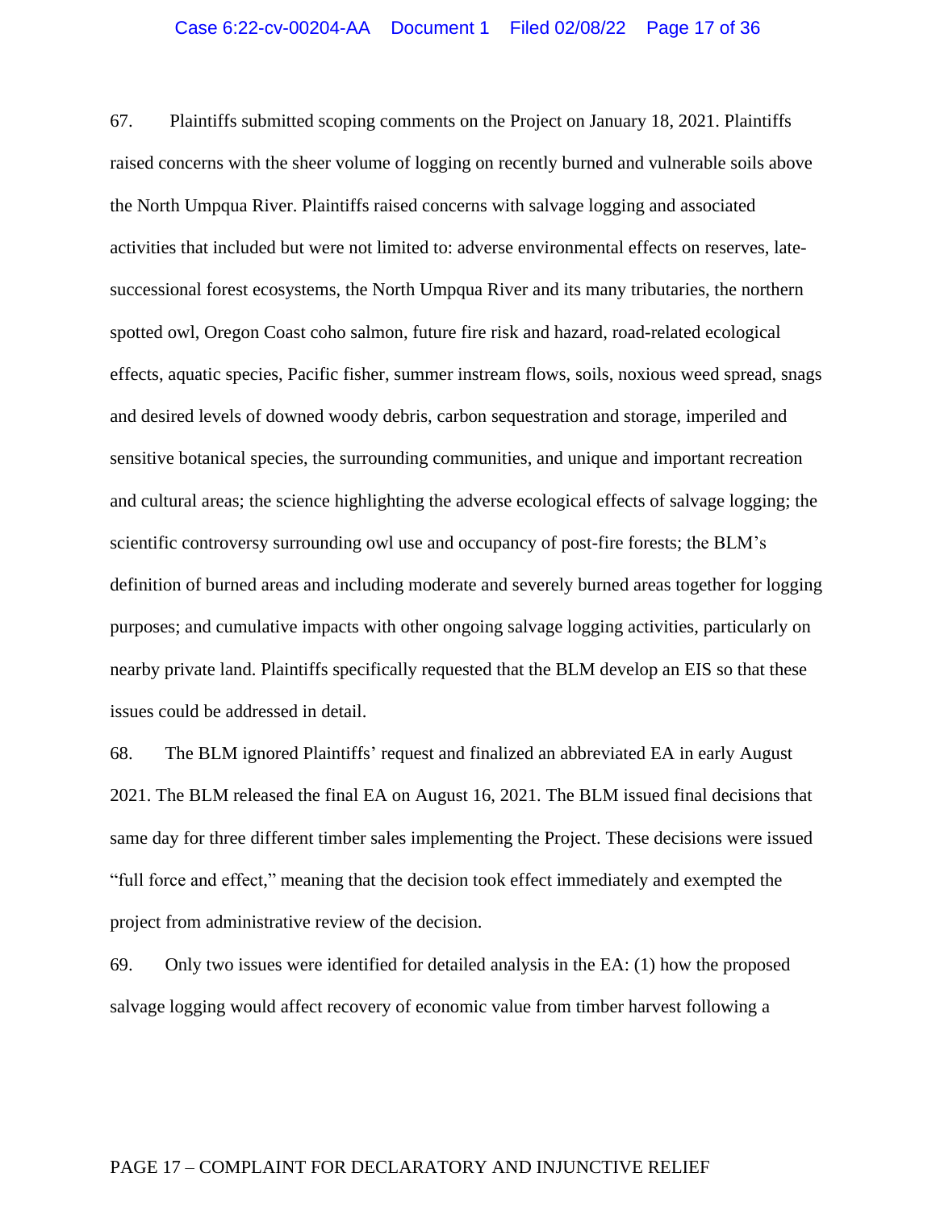67. Plaintiffs submitted scoping comments on the Project on January 18, 2021. Plaintiffs raised concerns with the sheer volume of logging on recently burned and vulnerable soils above the North Umpqua River. Plaintiffs raised concerns with salvage logging and associated activities that included but were not limited to: adverse environmental effects on reserves, late-successional forest ecosystems, the North Umpqua River and its many tributaries, the northern spotted owl, Oregon Coast coho salmon, future fire risk and hazard, road-related ecological effects, aquatic species, Pacific fisher, summer instream flows, soils, noxious weed spread, snags and desired levels of downed woody debris, carbon sequestration and storage, imperiled and sensitive botanical species, the surrounding communities, and unique and important recreation and cultural areas; the science highlighting the adverse ecological effects of salvage logging; the scientific controversy surrounding owl use and occupancy of post-fire forests; the BLM's definition of burned areas and including moderate and severely burned areas together for logging purposes; and cumulative impacts with other ongoing salvage logging activities, particularly on nearby private land. Plaintiffs specifically requested that the BLM develop an EIS so that these issues could be addressed in detail.

68. The BLM ignored Plaintiffs' request and finalized an abbreviated EA in early August 2021. The BLM released the final EA on August 16, 2021. The BLM issued final decisions that same day for three different timber sales implementing the Project. These decisions were issued "full force and effect," meaning that the decision took effect immediately and exempted the project from administrative review of the decision.

69. Only two issues were identified for detailed analysis in the EA: (1) how the proposed salvage logging would affect recovery of economic value from timber harvest following a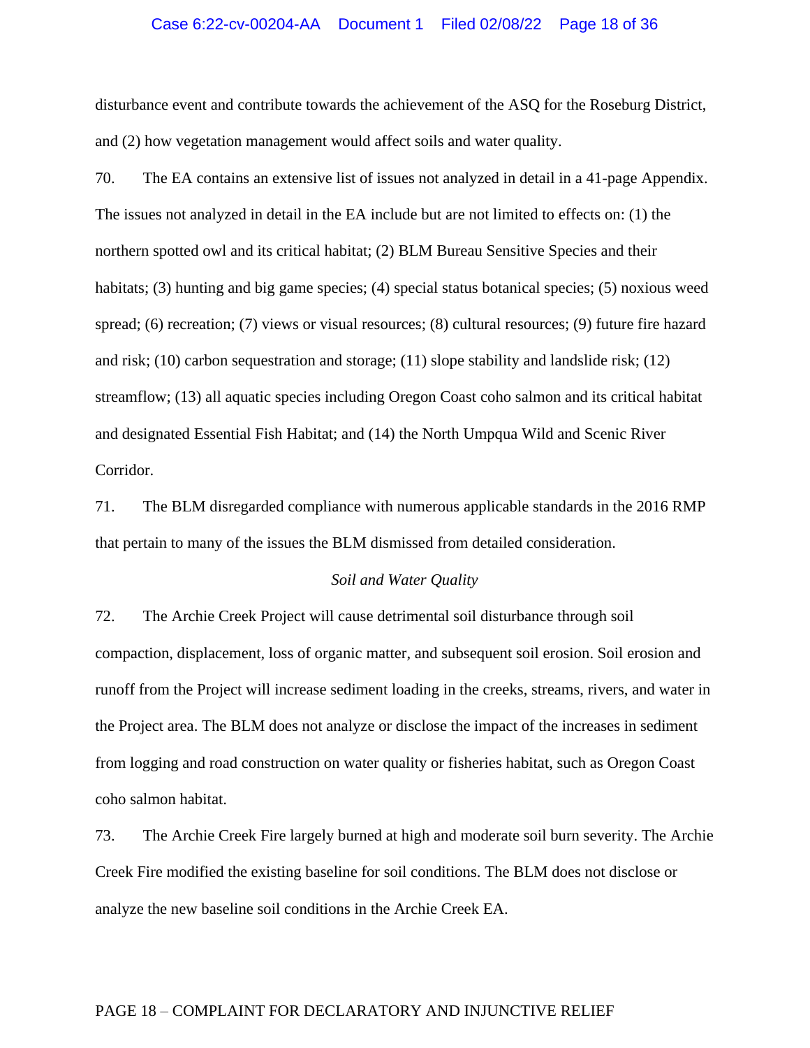disturbance event and contribute towards the achievement of the ASQ for the Roseburg District, and (2) how vegetation management would affect soils and water quality.

70. The EA contains an extensive list of issues not analyzed in detail in a 41-page Appendix. The issues not analyzed in detail in the EA include but are not limited to effects on: (1) the northern spotted owl and its critical habitat; (2) BLM Bureau Sensitive Species and their habitats; (3) hunting and big game species; (4) special status botanical species; (5) noxious weed spread; (6) recreation; (7) views or visual resources; (8) cultural resources; (9) future fire hazard and risk; (10) carbon sequestration and storage; (11) slope stability and landslide risk; (12) streamflow; (13) all aquatic species including Oregon Coast coho salmon and its critical habitat and designated Essential Fish Habitat; and (14) the North Umpqua Wild and Scenic River Corridor.

71. The BLM disregarded compliance with numerous applicable standards in the 2016 RMP that pertain to many of the issues the BLM dismissed from detailed consideration.

*Soil and Water Quality*

72. The Archie Creek Project will cause detrimental soil disturbance through soil compaction, displacement, loss of organic matter, and subsequent soil erosion. Soil erosion and runoff from the Project will increase sediment loading in the creeks, streams, rivers, and water in the Project area. The BLM does not analyze or disclose the impact of the increases in sediment from logging and road construction on water quality or fisheries habitat, such as Oregon Coast coho salmon habitat.

73. The Archie Creek Fire largely burned at high and moderate soil burn severity. The Archie Creek Fire modified the existing baseline for soil conditions. The BLM does not disclose or analyze the new baseline soil conditions in the Archie Creek EA.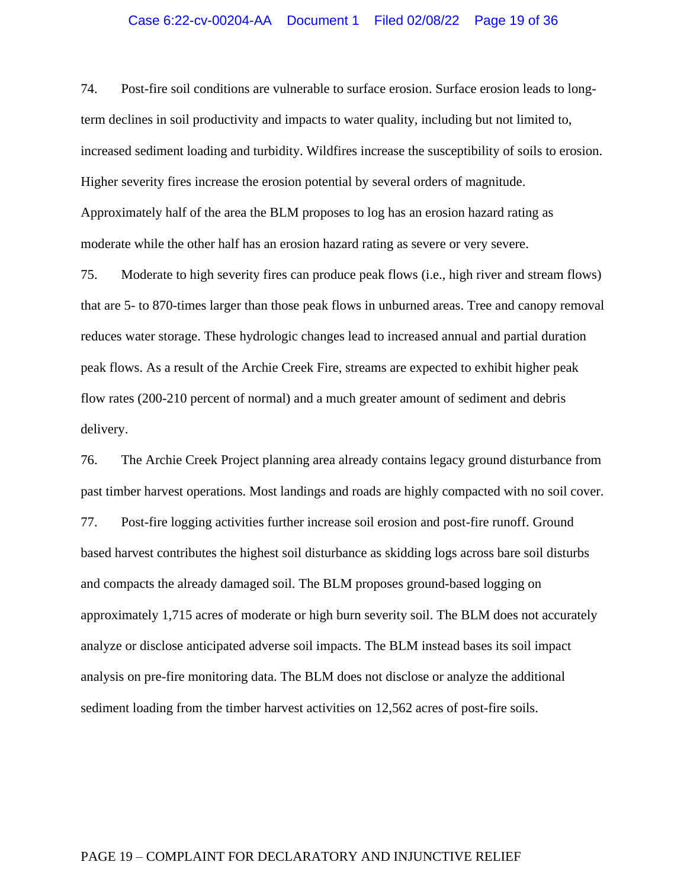74. Post-fire soil conditions are vulnerable to surface erosion. Surface erosion leads to long-term declines in soil productivity and impacts to water quality, including but not limited to, increased sediment loading and turbidity. Wildfires increase the susceptibility of soils to erosion. Higher severity fires increase the erosion potential by several orders of magnitude. Approximately half of the area the BLM proposes to log has an erosion hazard rating as moderate while the other half has an erosion hazard rating as severe or very severe.

75. Moderate to high severity fires can produce peak flows (i.e., high river and stream flows) that are 5- to 870-times larger than those peak flows in unburned areas. Tree and canopy removal reduces water storage. These hydrologic changes lead to increased annual and partial duration peak flows. As a result of the Archie Creek Fire, streams are expected to exhibit higher peak flow rates (200-210 percent of normal) and a much greater amount of sediment and debris delivery.

76. The Archie Creek Project planning area already contains legacy ground disturbance from past timber harvest operations. Most landings and roads are highly compacted with no soil cover.

77. Post-fire logging activities further increase soil erosion and post-fire runoff. Ground based harvest contributes the highest soil disturbance as skidding logs across bare soil disturbs and compacts the already damaged soil. The BLM proposes ground-based logging on approximately 1,715 acres of moderate or high burn severity soil. The BLM does not accurately analyze or disclose anticipated adverse soil impacts. The BLM instead bases its soil impact analysis on pre-fire monitoring data. The BLM does not disclose or analyze the additional sediment loading from the timber harvest activities on 12,562 acres of post-fire soils.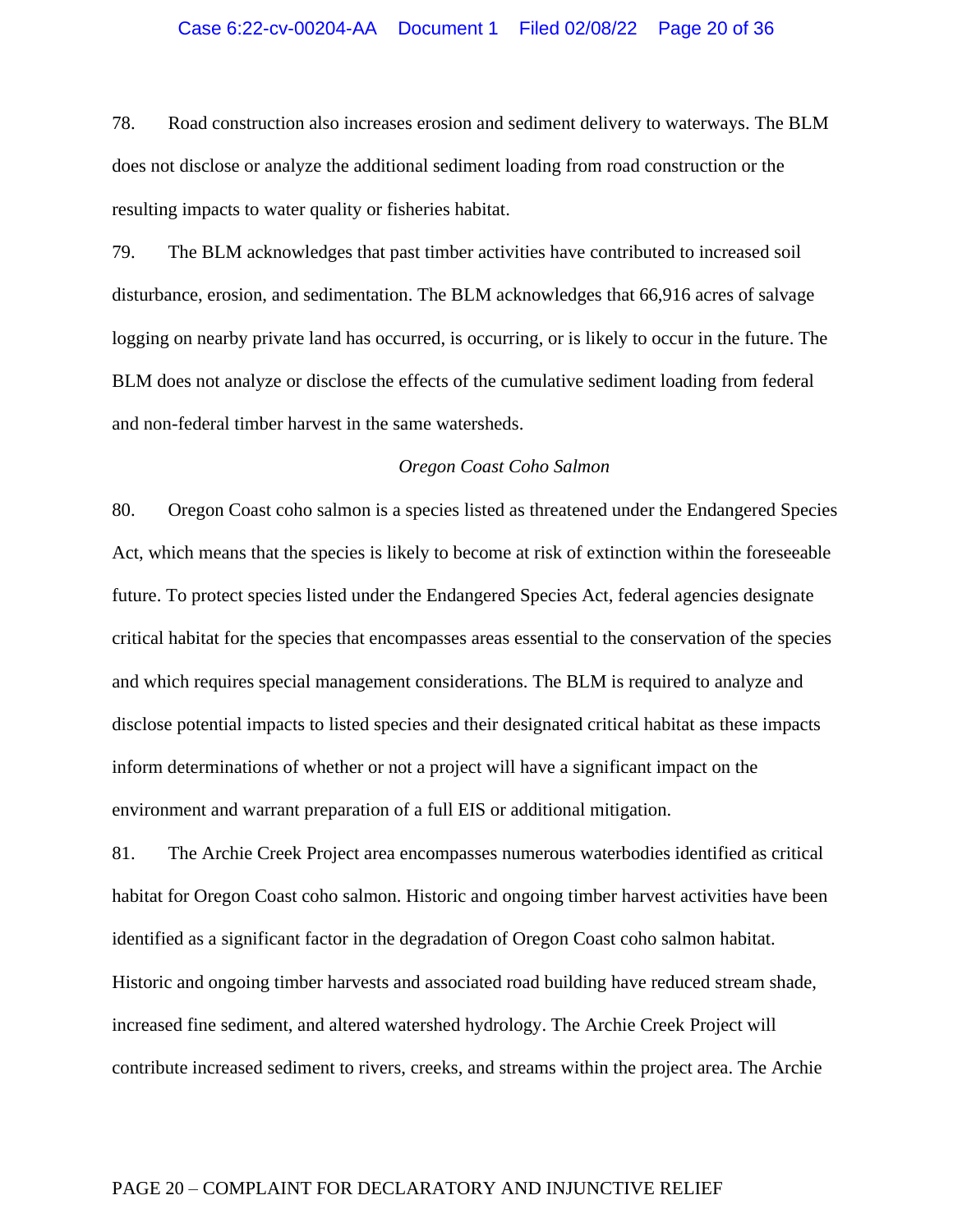78. Road construction also increases erosion and sediment delivery to waterways. The BLM does not disclose or analyze the additional sediment loading from road construction or the resulting impacts to water quality or fisheries habitat.

79. The BLM acknowledges that past timber activities have contributed to increased soil disturbance, erosion, and sedimentation. The BLM acknowledges that 66,916 acres of salvage logging on nearby private land has occurred, is occurring, or is likely to occur in the future. The BLM does not analyze or disclose the effects of the cumulative sediment loading from federal and non-federal timber harvest in the same watersheds.

*Oregon Coast Coho Salmon*

80. Oregon Coast coho salmon is a species listed as threatened under the Endangered Species Act, which means that the species is likely to become at risk of extinction within the foreseeable future. To protect species listed under the Endangered Species Act, federal agencies designate critical habitat for the species that encompasses areas essential to the conservation of the species and which requires special management considerations. The BLM is required to analyze and disclose potential impacts to listed species and their designated critical habitat as these impacts inform determinations of whether or not a project will have a significant impact on the environment and warrant preparation of a full EIS or additional mitigation.

81. The Archie Creek Project area encompasses numerous waterbodies identified as critical habitat for Oregon Coast coho salmon. Historic and ongoing timber harvest activities have been identified as a significant factor in the degradation of Oregon Coast coho salmon habitat. Historic and ongoing timber harvests and associated road building have reduced stream shade, increased fine sediment, and altered watershed hydrology. The Archie Creek Project will contribute increased sediment to rivers, creeks, and streams within the project area. The Archie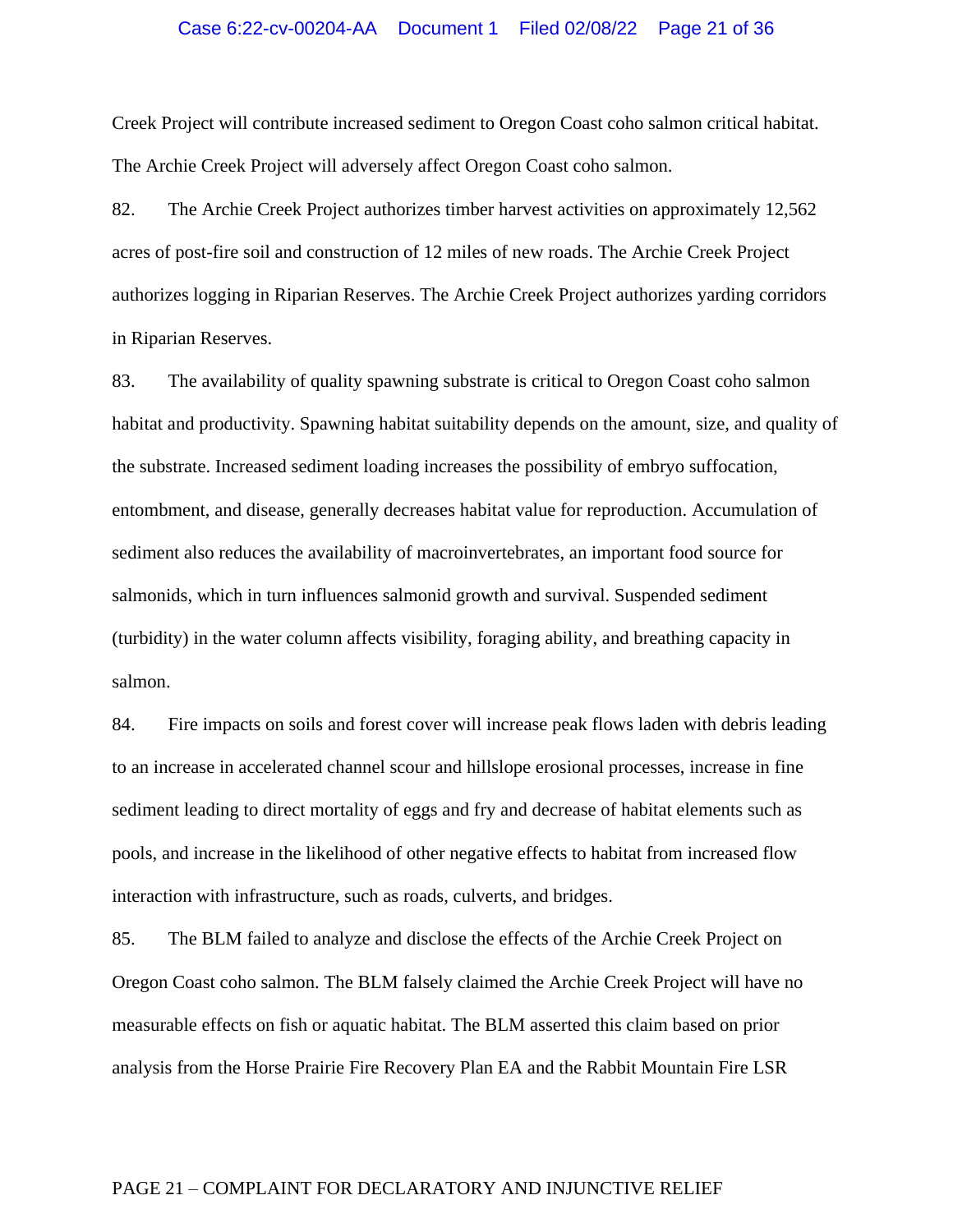Creek Project will contribute increased sediment to Oregon Coast coho salmon critical habitat. The Archie Creek Project will adversely affect Oregon Coast coho salmon.

82. The Archie Creek Project authorizes timber harvest activities on approximately 12,562 acres of post-fire soil and construction of 12 miles of new roads. The Archie Creek Project authorizes logging in Riparian Reserves. The Archie Creek Project authorizes yarding corridors in Riparian Reserves.

83. The availability of quality spawning substrate is critical to Oregon Coast coho salmon habitat and productivity. Spawning habitat suitability depends on the amount, size, and quality of the substrate. Increased sediment loading increases the possibility of embryo suffocation, entombment, and disease, generally decreases habitat value for reproduction. Accumulation of sediment also reduces the availability of macroinvertebrates, an important food source for salmonids, which in turn influences salmonid growth and survival. Suspended sediment (turbidity) in the water column affects visibility, foraging ability, and breathing capacity in salmon.

84. Fire impacts on soils and forest cover will increase peak flows laden with debris leading to an increase in accelerated channel scour and hillslope erosional processes, increase in fine sediment leading to direct mortality of eggs and fry and decrease of habitat elements such as pools, and increase in the likelihood of other negative effects to habitat from increased flow interaction with infrastructure, such as roads, culverts, and bridges.

85. The BLM failed to analyze and disclose the effects of the Archie Creek Project on Oregon Coast coho salmon. The BLM falsely claimed the Archie Creek Project will have no measurable effects on fish or aquatic habitat. The BLM asserted this claim based on prior analysis from the Horse Prairie Fire Recovery Plan EA and the Rabbit Mountain Fire LSR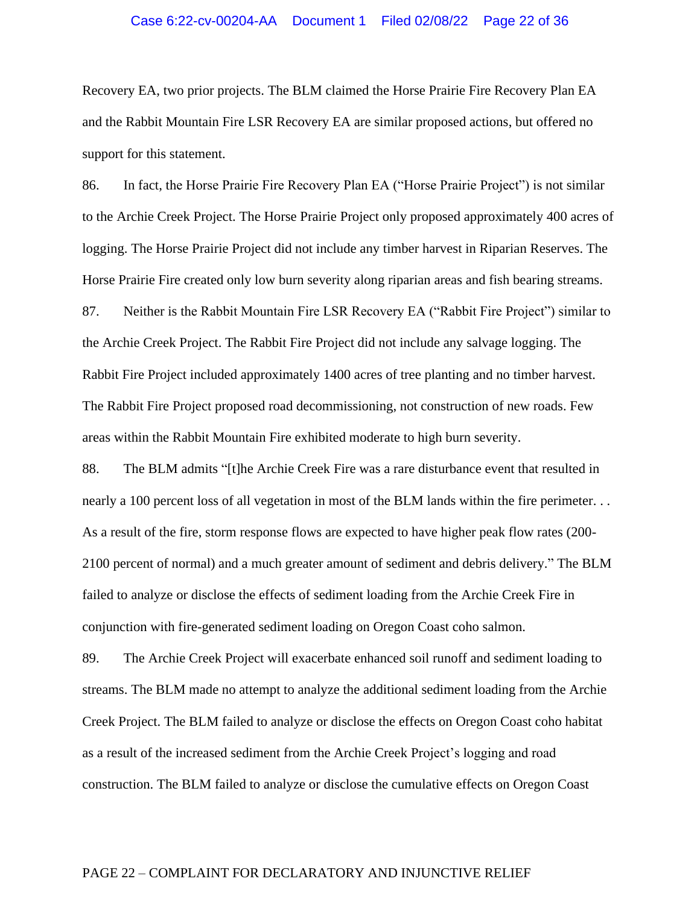Recovery EA, two prior projects. The BLM claimed the Horse Prairie Fire Recovery Plan EA and the Rabbit Mountain Fire LSR Recovery EA are similar proposed actions, but offered no support for this statement.

86. In fact, the Horse Prairie Fire Recovery Plan EA ("Horse Prairie Project") is not similar to the Archie Creek Project. The Horse Prairie Project only proposed approximately 400 acres of logging. The Horse Prairie Project did not include any timber harvest in Riparian Reserves. The Horse Prairie Fire created only low burn severity along riparian areas and fish bearing streams.

87. Neither is the Rabbit Mountain Fire LSR Recovery EA ("Rabbit Fire Project") similar to the Archie Creek Project. The Rabbit Fire Project did not include any salvage logging. The Rabbit Fire Project included approximately 1400 acres of tree planting and no timber harvest. The Rabbit Fire Project proposed road decommissioning, not construction of new roads. Few areas within the Rabbit Mountain Fire exhibited moderate to high burn severity.

88. The BLM admits "[t]he Archie Creek Fire was a rare disturbance event that resulted in nearly a 100 percent loss of all vegetation in most of the BLM lands within the fire perimeter. . . As a result of the fire, storm response flows are expected to have higher peak flow rates (200-2100 percent of normal) and a much greater amount of sediment and debris delivery." The BLM failed to analyze or disclose the effects of sediment loading from the Archie Creek Fire in conjunction with fire-generated sediment loading on Oregon Coast coho salmon.

89. The Archie Creek Project will exacerbate enhanced soil runoff and sediment loading to streams. The BLM made no attempt to analyze the additional sediment loading from the Archie Creek Project. The BLM failed to analyze or disclose the effects on Oregon Coast coho habitat as a result of the increased sediment from the Archie Creek Project's logging and road construction. The BLM failed to analyze or disclose the cumulative effects on Oregon Coast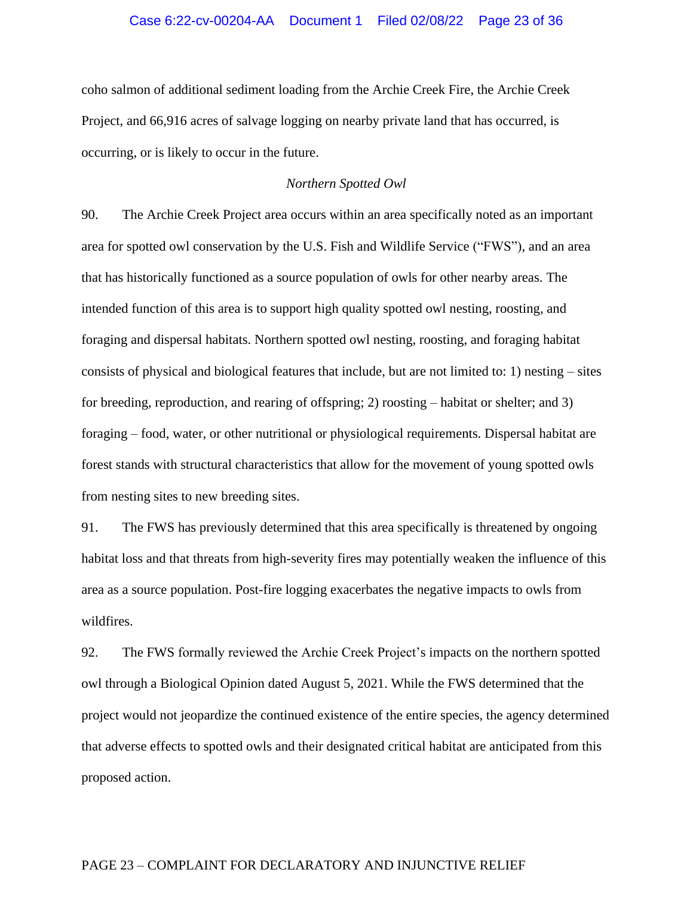coho salmon of additional sediment loading from the Archie Creek Fire, the Archie Creek Project, and 66,916 acres of salvage logging on nearby private land that has occurred, is occurring, or is likely to occur in the future.

*Northern Spotted Owl*

90. The Archie Creek Project area occurs within an area specifically noted as an important area for spotted owl conservation by the U.S. Fish and Wildlife Service ("FWS"), and an area that has historically functioned as a source population of owls for other nearby areas. The intended function of this area is to support high quality spotted owl nesting, roosting, and foraging and dispersal habitats. Northern spotted owl nesting, roosting, and foraging habitat consists of physical and biological features that include, but are not limited to: 1) nesting – sites for breeding, reproduction, and rearing of offspring; 2) roosting – habitat or shelter; and 3) foraging – food, water, or other nutritional or physiological requirements. Dispersal habitat are forest stands with structural characteristics that allow for the movement of young spotted owls from nesting sites to new breeding sites.

91. The FWS has previously determined that this area specifically is threatened by ongoing habitat loss and that threats from high-severity fires may potentially weaken the influence of this area as a source population. Post-fire logging exacerbates the negative impacts to owls from wildfires.

92. The FWS formally reviewed the Archie Creek Project's impacts on the northern spotted owl through a Biological Opinion dated August 5, 2021. While the FWS determined that the project would not jeopardize the continued existence of the entire species, the agency determined that adverse effects to spotted owls and their designated critical habitat are anticipated from this proposed action.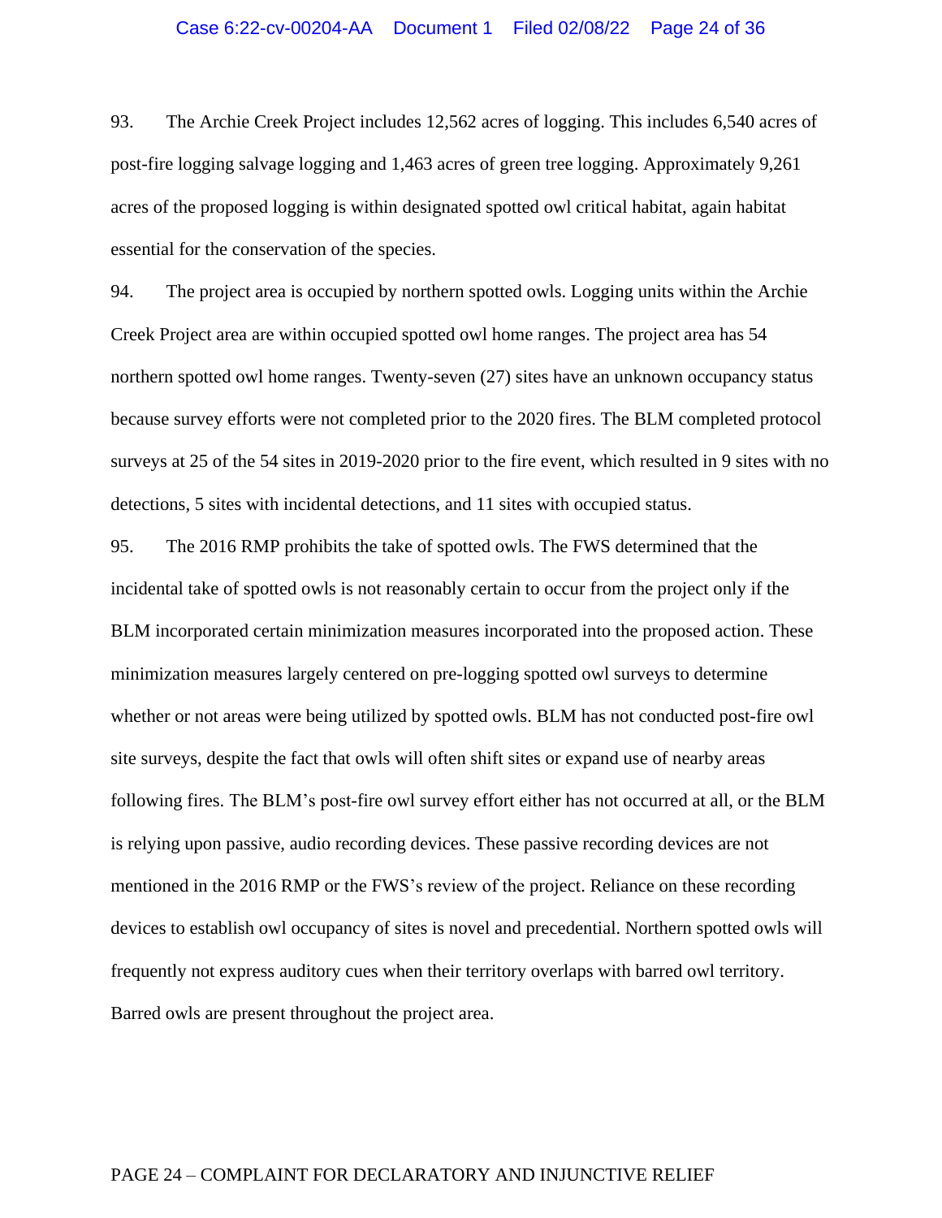93. The Archie Creek Project includes 12,562 acres of logging. This includes 6,540 acres of post-fire logging salvage logging and 1,463 acres of green tree logging. Approximately 9,261 acres of the proposed logging is within designated spotted owl critical habitat, again habitat essential for the conservation of the species.

94. The project area is occupied by northern spotted owls. Logging units within the Archie Creek Project area are within occupied spotted owl home ranges. The project area has 54 northern spotted owl home ranges. Twenty-seven (27) sites have an unknown occupancy status because survey efforts were not completed prior to the 2020 fires. The BLM completed protocol surveys at 25 of the 54 sites in 2019-2020 prior to the fire event, which resulted in 9 sites with no detections, 5 sites with incidental detections, and 11 sites with occupied status.

95. The 2016 RMP prohibits the take of spotted owls. The FWS determined that the incidental take of spotted owls is not reasonably certain to occur from the project only if the BLM incorporated certain minimization measures incorporated into the proposed action. These minimization measures largely centered on pre-logging spotted owl surveys to determine whether or not areas were being utilized by spotted owls. BLM has not conducted post-fire owl site surveys, despite the fact that owls will often shift sites or expand use of nearby areas following fires. The BLM's post-fire owl survey effort either has not occurred at all, or the BLM is relying upon passive, audio recording devices. These passive recording devices are not mentioned in the 2016 RMP or the FWS's review of the project. Reliance on these recording devices to establish owl occupancy of sites is novel and precedential. Northern spotted owls will frequently not express auditory cues when their territory overlaps with barred owl territory. Barred owls are present throughout the project area.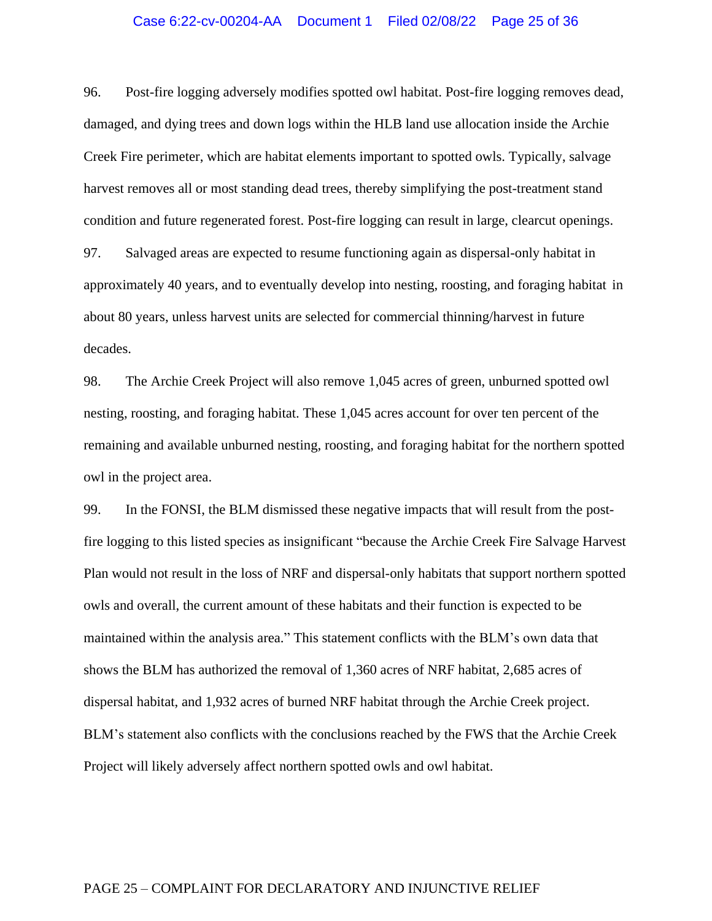96. Post-fire logging adversely modifies spotted owl habitat. Post-fire logging removes dead, damaged, and dying trees and down logs within the HLB land use allocation inside the Archie Creek Fire perimeter, which are habitat elements important to spotted owls. Typically, salvage harvest removes all or most standing dead trees, thereby simplifying the post-treatment stand condition and future regenerated forest. Post-fire logging can result in large, clearcut openings.

97. Salvaged areas are expected to resume functioning again as dispersal-only habitat in approximately 40 years, and to eventually develop into nesting, roosting, and foraging habitat in about 80 years, unless harvest units are selected for commercial thinning/harvest in future decades.

98. The Archie Creek Project will also remove 1,045 acres of green, unburned spotted owl nesting, roosting, and foraging habitat. These 1,045 acres account for over ten percent of the remaining and available unburned nesting, roosting, and foraging habitat for the northern spotted owl in the project area.

99. In the FONSI, the BLM dismissed these negative impacts that will result from the post-fire logging to this listed species as insignificant "because the Archie Creek Fire Salvage Harvest Plan would not result in the loss of NRF and dispersal-only habitats that support northern spotted owls and overall, the current amount of these habitats and their function is expected to be maintained within the analysis area." This statement conflicts with the BLM's own data that shows the BLM has authorized the removal of 1,360 acres of NRF habitat, 2,685 acres of dispersal habitat, and 1,932 acres of burned NRF habitat through the Archie Creek project. BLM's statement also conflicts with the conclusions reached by the FWS that the Archie Creek Project will likely adversely affect northern spotted owls and owl habitat.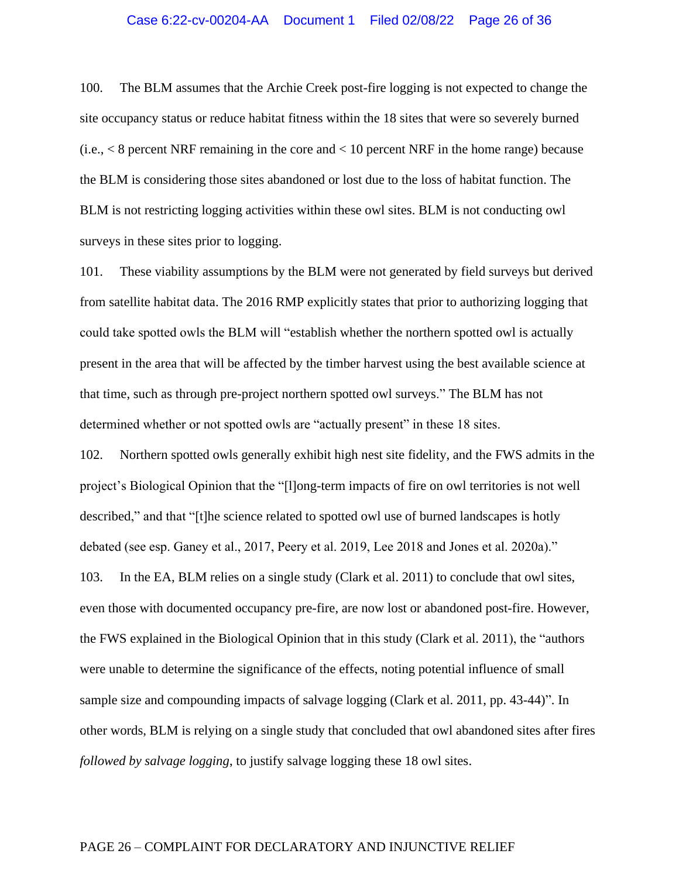100. The BLM assumes that the Archie Creek post-fire logging is not expected to change the site occupancy status or reduce habitat fitness within the 18 sites that were so severely burned (i.e., < 8 percent NRF remaining in the core and < 10 percent NRF in the home range) because the BLM is considering those sites abandoned or lost due to the loss of habitat function. The BLM is not restricting logging activities within these owl sites. BLM is not conducting owl surveys in these sites prior to logging.

101. These viability assumptions by the BLM were not generated by field surveys but derived from satellite habitat data. The 2016 RMP explicitly states that prior to authorizing logging that could take spotted owls the BLM will "establish whether the northern spotted owl is actually present in the area that will be affected by the timber harvest using the best available science at that time, such as through pre-project northern spotted owl surveys." The BLM has not determined whether or not spotted owls are "actually present" in these 18 sites.

102. Northern spotted owls generally exhibit high nest site fidelity, and the FWS admits in the project's Biological Opinion that the "[l]ong-term impacts of fire on owl territories is not well described," and that "[t]he science related to spotted owl use of burned landscapes is hotly debated (see esp. Ganey et al., 2017, Peery et al. 2019, Lee 2018 and Jones et al. 2020a)."

103. In the EA, BLM relies on a single study (Clark et al. 2011) to conclude that owl sites, even those with documented occupancy pre-fire, are now lost or abandoned post-fire. However, the FWS explained in the Biological Opinion that in this study (Clark et al. 2011), the "authors were unable to determine the significance of the effects, noting potential influence of small sample size and compounding impacts of salvage logging (Clark et al. 2011, pp. 43-44)". In other words, BLM is relying on a single study that concluded that owl abandoned sites after fires *followed by salvage logging*, to justify salvage logging these 18 owl sites.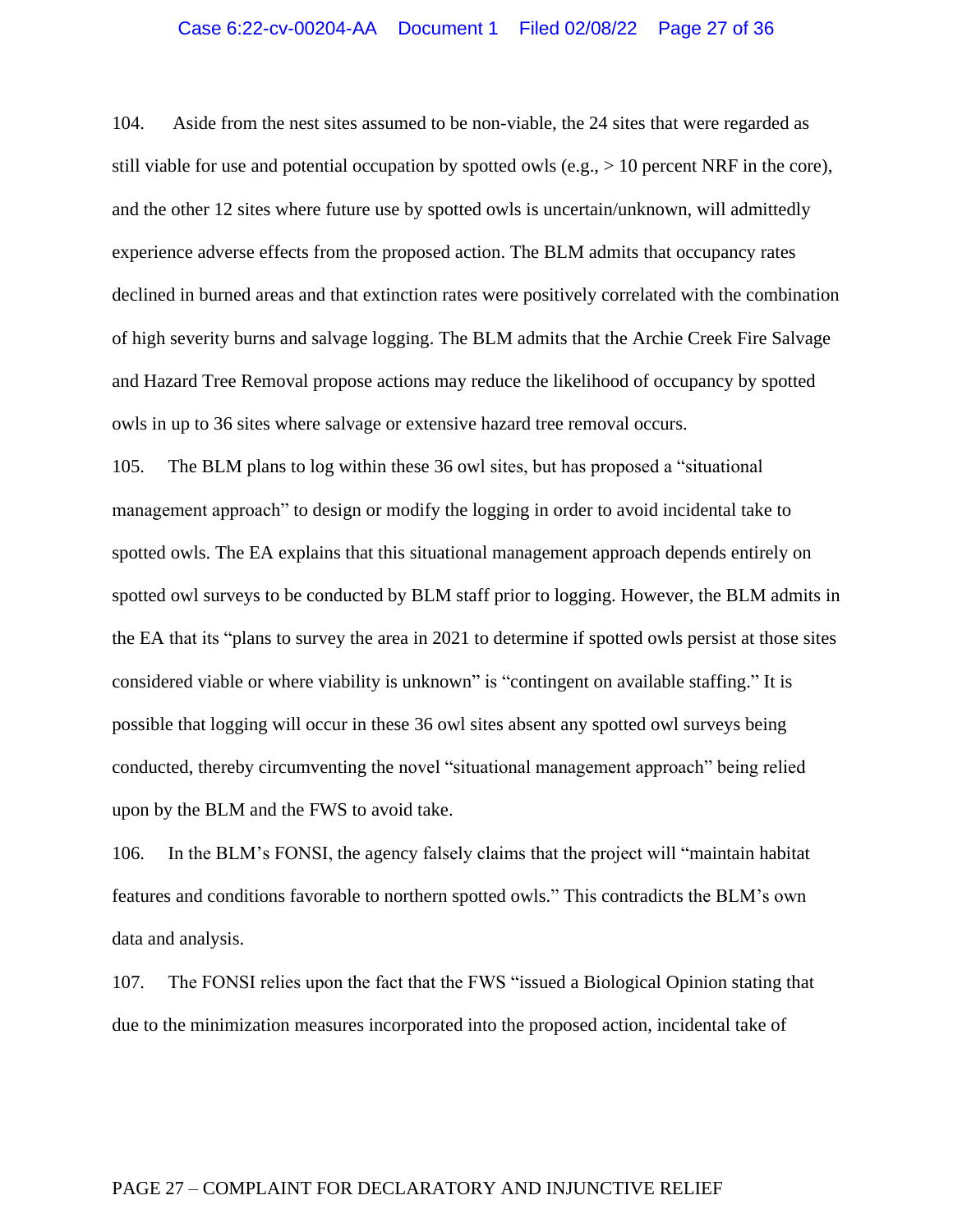104. Aside from the nest sites assumed to be non-viable, the 24 sites that were regarded as still viable for use and potential occupation by spotted owls (e.g., > 10 percent NRF in the core), and the other 12 sites where future use by spotted owls is uncertain/unknown, will admittedly experience adverse effects from the proposed action. The BLM admits that occupancy rates declined in burned areas and that extinction rates were positively correlated with the combination of high severity burns and salvage logging. The BLM admits that the Archie Creek Fire Salvage and Hazard Tree Removal propose actions may reduce the likelihood of occupancy by spotted owls in up to 36 sites where salvage or extensive hazard tree removal occurs.

105. The BLM plans to log within these 36 owl sites, but has proposed a "situational management approach" to design or modify the logging in order to avoid incidental take to spotted owls. The EA explains that this situational management approach depends entirely on spotted owl surveys to be conducted by BLM staff prior to logging. However, the BLM admits in the EA that its "plans to survey the area in 2021 to determine if spotted owls persist at those sites considered viable or where viability is unknown" is "contingent on available staffing." It is possible that logging will occur in these 36 owl sites absent any spotted owl surveys being conducted, thereby circumventing the novel "situational management approach" being relied upon by the BLM and the FWS to avoid take.

106. In the BLM's FONSI, the agency falsely claims that the project will "maintain habitat features and conditions favorable to northern spotted owls." This contradicts the BLM's own data and analysis.

107. The FONSI relies upon the fact that the FWS "issued a Biological Opinion stating that due to the minimization measures incorporated into the proposed action, incidental take of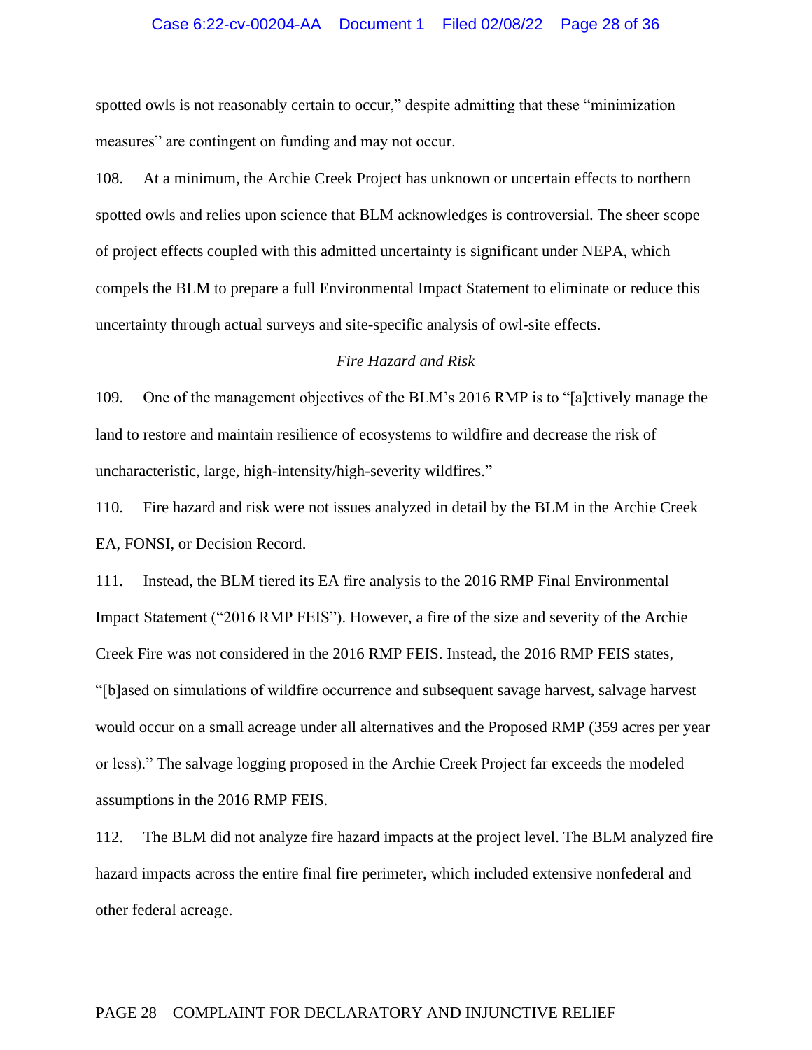spotted owls is not reasonably certain to occur," despite admitting that these "minimization measures" are contingent on funding and may not occur.

108. At a minimum, the Archie Creek Project has unknown or uncertain effects to northern spotted owls and relies upon science that BLM acknowledges is controversial. The sheer scope of project effects coupled with this admitted uncertainty is significant under NEPA, which compels the BLM to prepare a full Environmental Impact Statement to eliminate or reduce this uncertainty through actual surveys and site-specific analysis of owl-site effects.

*Fire Hazard and Risk*

109. One of the management objectives of the BLM's 2016 RMP is to "[a]ctively manage the land to restore and maintain resilience of ecosystems to wildfire and decrease the risk of uncharacteristic, large, high-intensity/high-severity wildfires."

110. Fire hazard and risk were not issues analyzed in detail by the BLM in the Archie Creek EA, FONSI, or Decision Record.

111. Instead, the BLM tiered its EA fire analysis to the 2016 RMP Final Environmental Impact Statement ("2016 RMP FEIS"). However, a fire of the size and severity of the Archie Creek Fire was not considered in the 2016 RMP FEIS. Instead, the 2016 RMP FEIS states, "[b]ased on simulations of wildfire occurrence and subsequent savage harvest, salvage harvest would occur on a small acreage under all alternatives and the Proposed RMP (359 acres per year or less)." The salvage logging proposed in the Archie Creek Project far exceeds the modeled assumptions in the 2016 RMP FEIS.

112. The BLM did not analyze fire hazard impacts at the project level. The BLM analyzed fire hazard impacts across the entire final fire perimeter, which included extensive nonfederal and other federal acreage.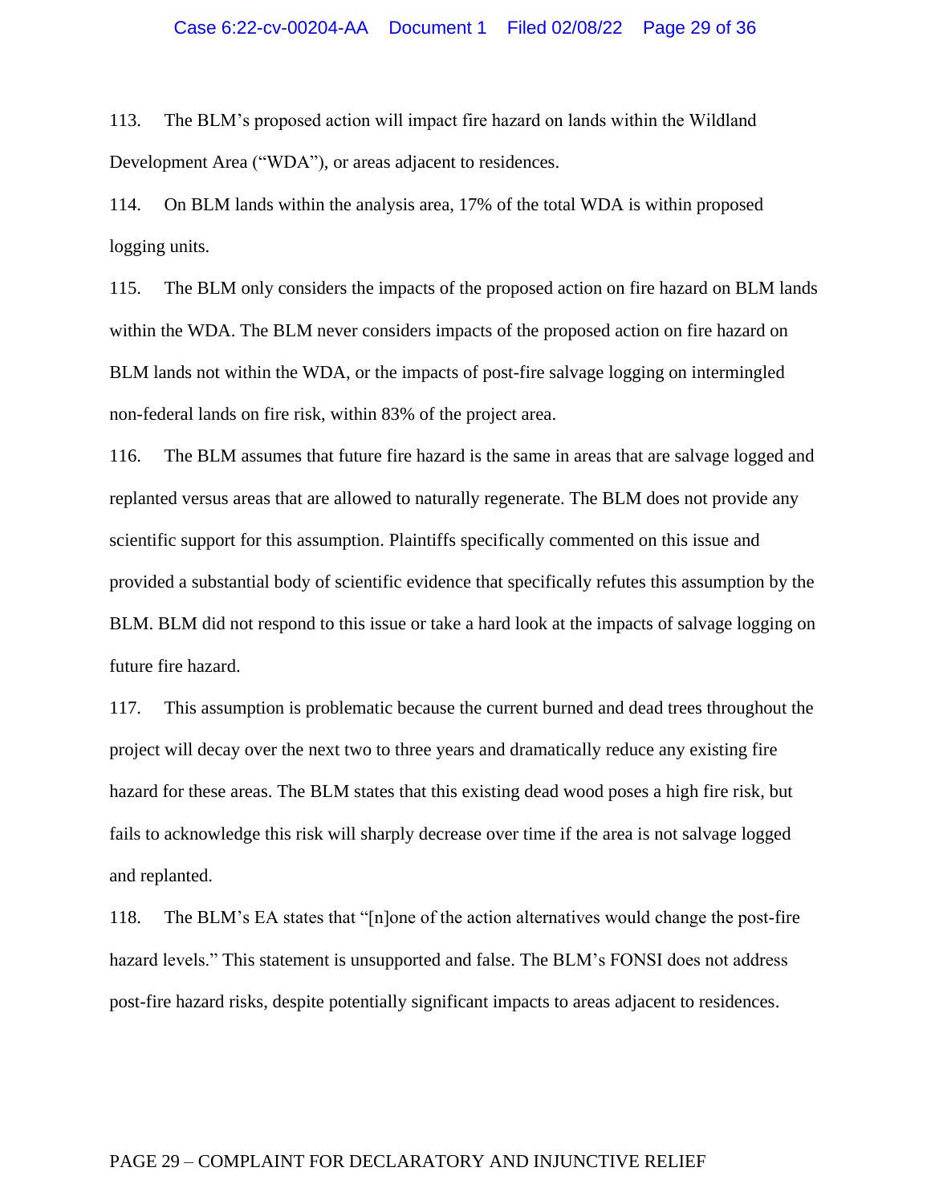113. The BLM's proposed action will impact fire hazard on lands within the Wildland Development Area ("WDA"), or areas adjacent to residences.

114. On BLM lands within the analysis area, 17% of the total WDA is within proposed logging units.

115. The BLM only considers the impacts of the proposed action on fire hazard on BLM lands within the WDA. The BLM never considers impacts of the proposed action on fire hazard on BLM lands not within the WDA, or the impacts of post-fire salvage logging on intermingled non-federal lands on fire risk, within 83% of the project area.

116. The BLM assumes that future fire hazard is the same in areas that are salvage logged and replanted versus areas that are allowed to naturally regenerate. The BLM does not provide any scientific support for this assumption. Plaintiffs specifically commented on this issue and provided a substantial body of scientific evidence that specifically refutes this assumption by the BLM. BLM did not respond to this issue or take a hard look at the impacts of salvage logging on future fire hazard.

117. This assumption is problematic because the current burned and dead trees throughout the project will decay over the next two to three years and dramatically reduce any existing fire hazard for these areas. The BLM states that this existing dead wood poses a high fire risk, but fails to acknowledge this risk will sharply decrease over time if the area is not salvage logged and replanted.

118. The BLM's EA states that "[n]one of the action alternatives would change the post-fire hazard levels." This statement is unsupported and false. The BLM's FONSI does not address post-fire hazard risks, despite potentially significant impacts to areas adjacent to residences.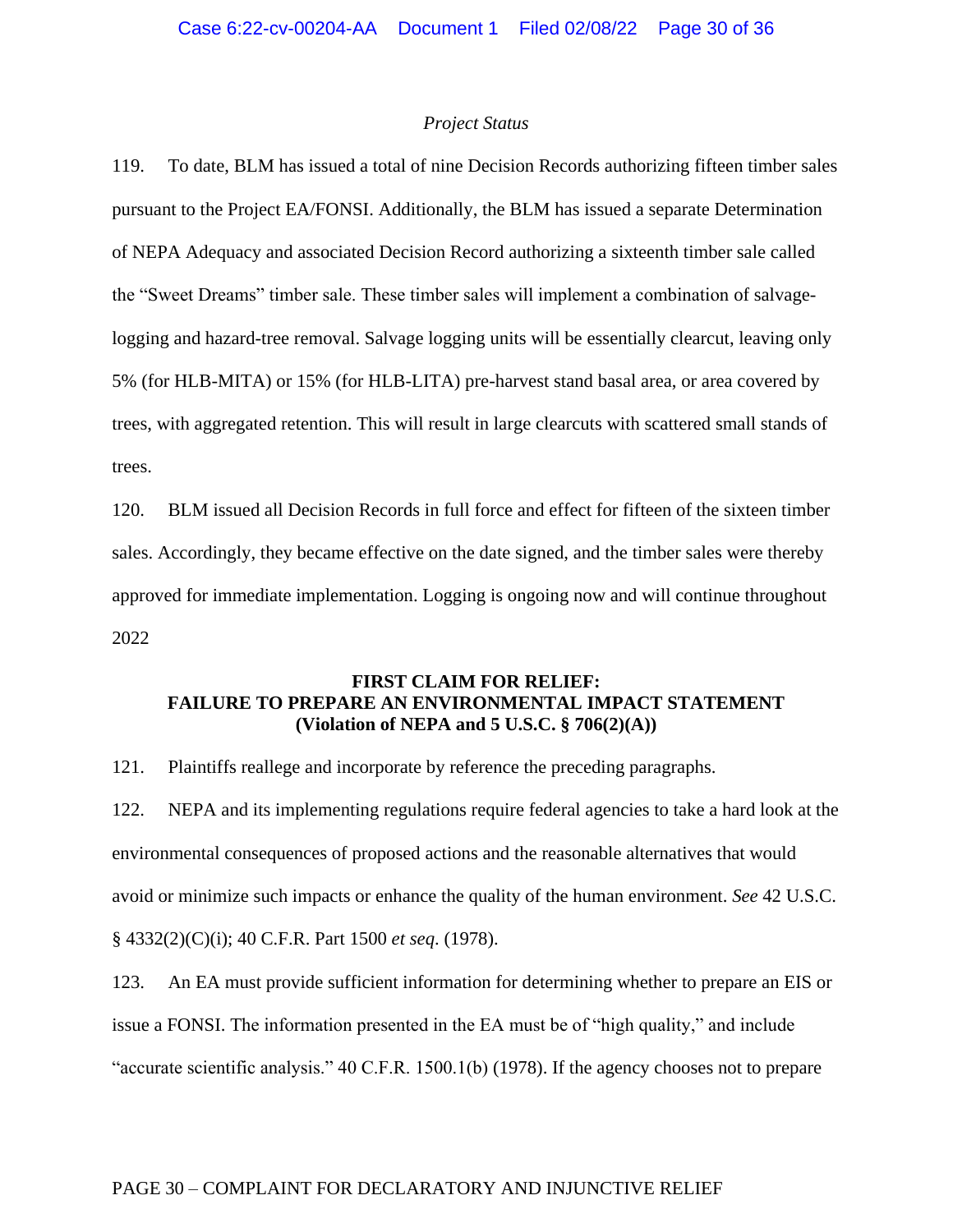*Project Status*

119. To date, BLM has issued a total of nine Decision Records authorizing fifteen timber sales pursuant to the Project EA/FONSI. Additionally, the BLM has issued a separate Determination of NEPA Adequacy and associated Decision Record authorizing a sixteenth timber sale called the "Sweet Dreams" timber sale. These timber sales will implement a combination of salvage-logging and hazard-tree removal. Salvage logging units will be essentially clearcut, leaving only 5% (for HLB-MITA) or 15% (for HLB-LITA) pre-harvest stand basal area, or area covered by trees, with aggregated retention. This will result in large clearcuts with scattered small stands of trees.

120. BLM issued all Decision Records in full force and effect for fifteen of the sixteen timber sales. Accordingly, they became effective on the date signed, and the timber sales were thereby approved for immediate implementation. Logging is ongoing now and will continue throughout 2022

**FIRST CLAIM FOR RELIEF:**
**FAILURE TO PREPARE AN ENVIRONMENTAL IMPACT STATEMENT**
**(Violation of NEPA and 5 U.S.C. § 706(2)(A))**

121. Plaintiffs reallege and incorporate by reference the preceding paragraphs.

122. NEPA and its implementing regulations require federal agencies to take a hard look at the environmental consequences of proposed actions and the reasonable alternatives that would avoid or minimize such impacts or enhance the quality of the human environment. *See* 42 U.S.C. § 4332(2)(C)(i); 40 C.F.R. Part 1500 *et seq*. (1978).

123. An EA must provide sufficient information for determining whether to prepare an EIS or issue a FONSI. The information presented in the EA must be of "high quality," and include "accurate scientific analysis." 40 C.F.R. 1500.1(b) (1978). If the agency chooses not to prepare

PAGE 30 – COMPLAINT FOR DECLARATORY AND INJUNCTIVE RELIEF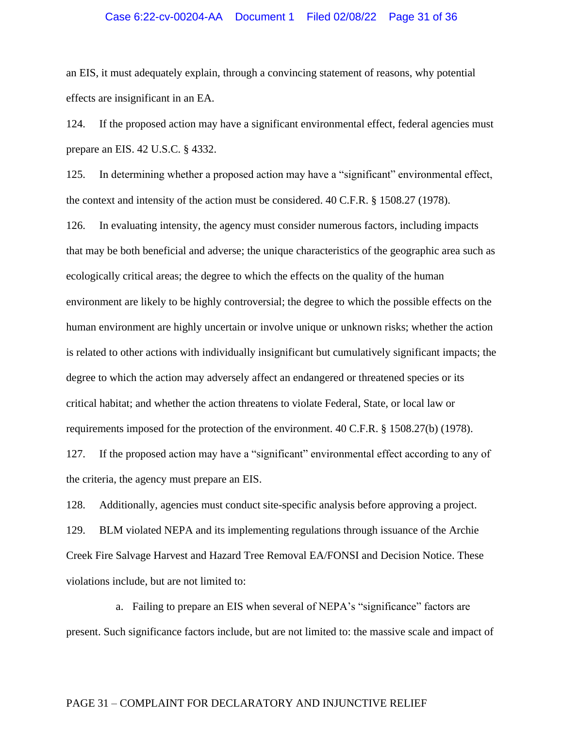an EIS, it must adequately explain, through a convincing statement of reasons, why potential effects are insignificant in an EA.

124. If the proposed action may have a significant environmental effect, federal agencies must prepare an EIS. 42 U.S.C. § 4332.

125. In determining whether a proposed action may have a "significant" environmental effect, the context and intensity of the action must be considered. 40 C.F.R. § 1508.27 (1978).

126. In evaluating intensity, the agency must consider numerous factors, including impacts that may be both beneficial and adverse; the unique characteristics of the geographic area such as ecologically critical areas; the degree to which the effects on the quality of the human environment are likely to be highly controversial; the degree to which the possible effects on the human environment are highly uncertain or involve unique or unknown risks; whether the action is related to other actions with individually insignificant but cumulatively significant impacts; the degree to which the action may adversely affect an endangered or threatened species or its critical habitat; and whether the action threatens to violate Federal, State, or local law or requirements imposed for the protection of the environment. 40 C.F.R. § 1508.27(b) (1978).

127. If the proposed action may have a "significant" environmental effect according to any of the criteria, the agency must prepare an EIS.

128. Additionally, agencies must conduct site-specific analysis before approving a project.

129. BLM violated NEPA and its implementing regulations through issuance of the Archie Creek Fire Salvage Harvest and Hazard Tree Removal EA/FONSI and Decision Notice. These violations include, but are not limited to:

a. Failing to prepare an EIS when several of NEPA's "significance" factors are present. Such significance factors include, but are not limited to: the massive scale and impact of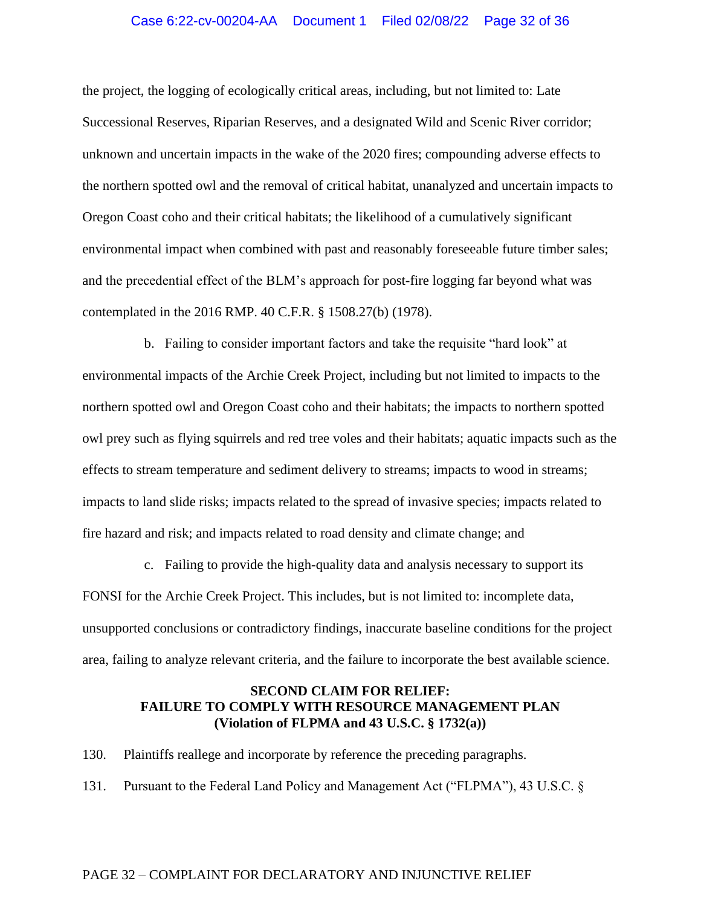the project, the logging of ecologically critical areas, including, but not limited to: Late Successional Reserves, Riparian Reserves, and a designated Wild and Scenic River corridor; unknown and uncertain impacts in the wake of the 2020 fires; compounding adverse effects to the northern spotted owl and the removal of critical habitat, unanalyzed and uncertain impacts to Oregon Coast coho and their critical habitats; the likelihood of a cumulatively significant environmental impact when combined with past and reasonably foreseeable future timber sales; and the precedential effect of the BLM's approach for post-fire logging far beyond what was contemplated in the 2016 RMP. 40 C.F.R. § 1508.27(b) (1978).

b. Failing to consider important factors and take the requisite "hard look" at environmental impacts of the Archie Creek Project, including but not limited to impacts to the northern spotted owl and Oregon Coast coho and their habitats; the impacts to northern spotted owl prey such as flying squirrels and red tree voles and their habitats; aquatic impacts such as the effects to stream temperature and sediment delivery to streams; impacts to wood in streams; impacts to land slide risks; impacts related to the spread of invasive species; impacts related to fire hazard and risk; and impacts related to road density and climate change; and

c. Failing to provide the high-quality data and analysis necessary to support its FONSI for the Archie Creek Project. This includes, but is not limited to: incomplete data, unsupported conclusions or contradictory findings, inaccurate baseline conditions for the project area, failing to analyze relevant criteria, and the failure to incorporate the best available science.

**SECOND CLAIM FOR RELIEF:**
**FAILURE TO COMPLY WITH RESOURCE MANAGEMENT PLAN**
**(Violation of FLPMA and 43 U.S.C. § 1732(a))**

130. Plaintiffs reallege and incorporate by reference the preceding paragraphs.

131. Pursuant to the Federal Land Policy and Management Act ("FLPMA"), 43 U.S.C. §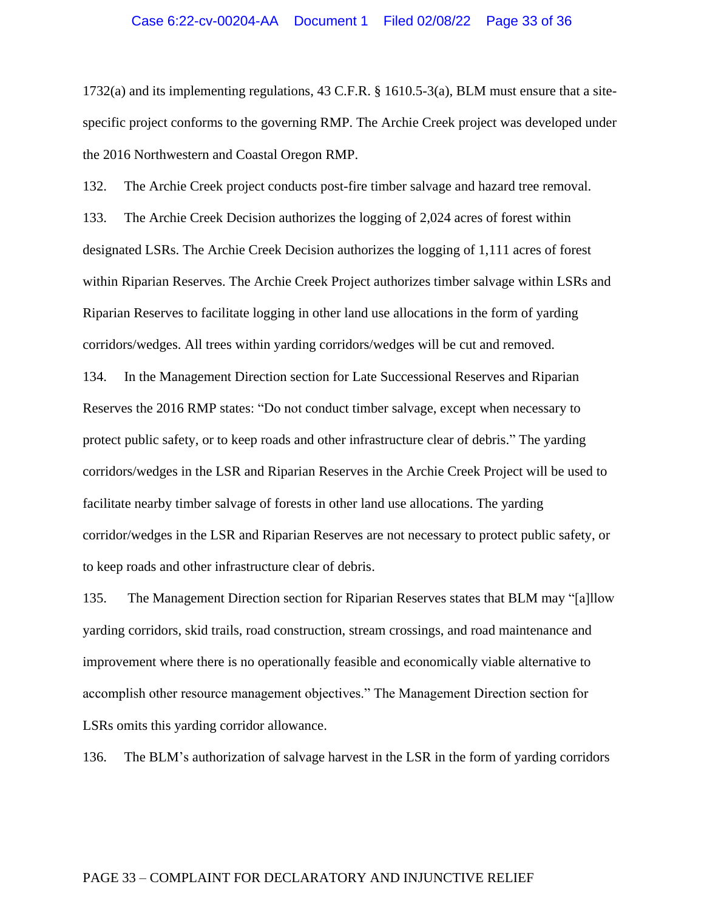1732(a) and its implementing regulations, 43 C.F.R. § 1610.5-3(a), BLM must ensure that a site-specific project conforms to the governing RMP. The Archie Creek project was developed under the 2016 Northwestern and Coastal Oregon RMP.

132. The Archie Creek project conducts post-fire timber salvage and hazard tree removal.

133. The Archie Creek Decision authorizes the logging of 2,024 acres of forest within designated LSRs. The Archie Creek Decision authorizes the logging of 1,111 acres of forest within Riparian Reserves. The Archie Creek Project authorizes timber salvage within LSRs and Riparian Reserves to facilitate logging in other land use allocations in the form of yarding corridors/wedges. All trees within yarding corridors/wedges will be cut and removed.

134. In the Management Direction section for Late Successional Reserves and Riparian Reserves the 2016 RMP states: "Do not conduct timber salvage, except when necessary to protect public safety, or to keep roads and other infrastructure clear of debris." The yarding corridors/wedges in the LSR and Riparian Reserves in the Archie Creek Project will be used to facilitate nearby timber salvage of forests in other land use allocations. The yarding corridor/wedges in the LSR and Riparian Reserves are not necessary to protect public safety, or to keep roads and other infrastructure clear of debris.

135. The Management Direction section for Riparian Reserves states that BLM may "[a]llow yarding corridors, skid trails, road construction, stream crossings, and road maintenance and improvement where there is no operationally feasible and economically viable alternative to accomplish other resource management objectives." The Management Direction section for LSRs omits this yarding corridor allowance.

136. The BLM's authorization of salvage harvest in the LSR in the form of yarding corridors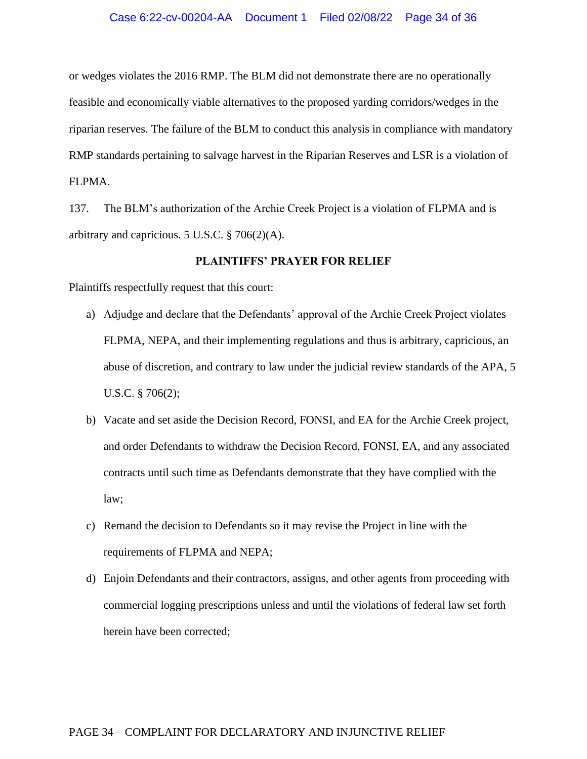or wedges violates the 2016 RMP. The BLM did not demonstrate there are no operationally feasible and economically viable alternatives to the proposed yarding corridors/wedges in the riparian reserves. The failure of the BLM to conduct this analysis in compliance with mandatory RMP standards pertaining to salvage harvest in the Riparian Reserves and LSR is a violation of FLPMA.

137. The BLM's authorization of the Archie Creek Project is a violation of FLPMA and is arbitrary and capricious. 5 U.S.C. § 706(2)(A).

**PLAINTIFFS' PRAYER FOR RELIEF**

Plaintiffs respectfully request that this court:

a) Adjudge and declare that the Defendants' approval of the Archie Creek Project violates FLPMA, NEPA, and their implementing regulations and thus is arbitrary, capricious, an abuse of discretion, and contrary to law under the judicial review standards of the APA, 5 U.S.C. § 706(2);

b) Vacate and set aside the Decision Record, FONSI, and EA for the Archie Creek project, and order Defendants to withdraw the Decision Record, FONSI, EA, and any associated contracts until such time as Defendants demonstrate that they have complied with the law;

c) Remand the decision to Defendants so it may revise the Project in line with the requirements of FLPMA and NEPA;

d) Enjoin Defendants and their contractors, assigns, and other agents from proceeding with commercial logging prescriptions unless and until the violations of federal law set forth herein have been corrected;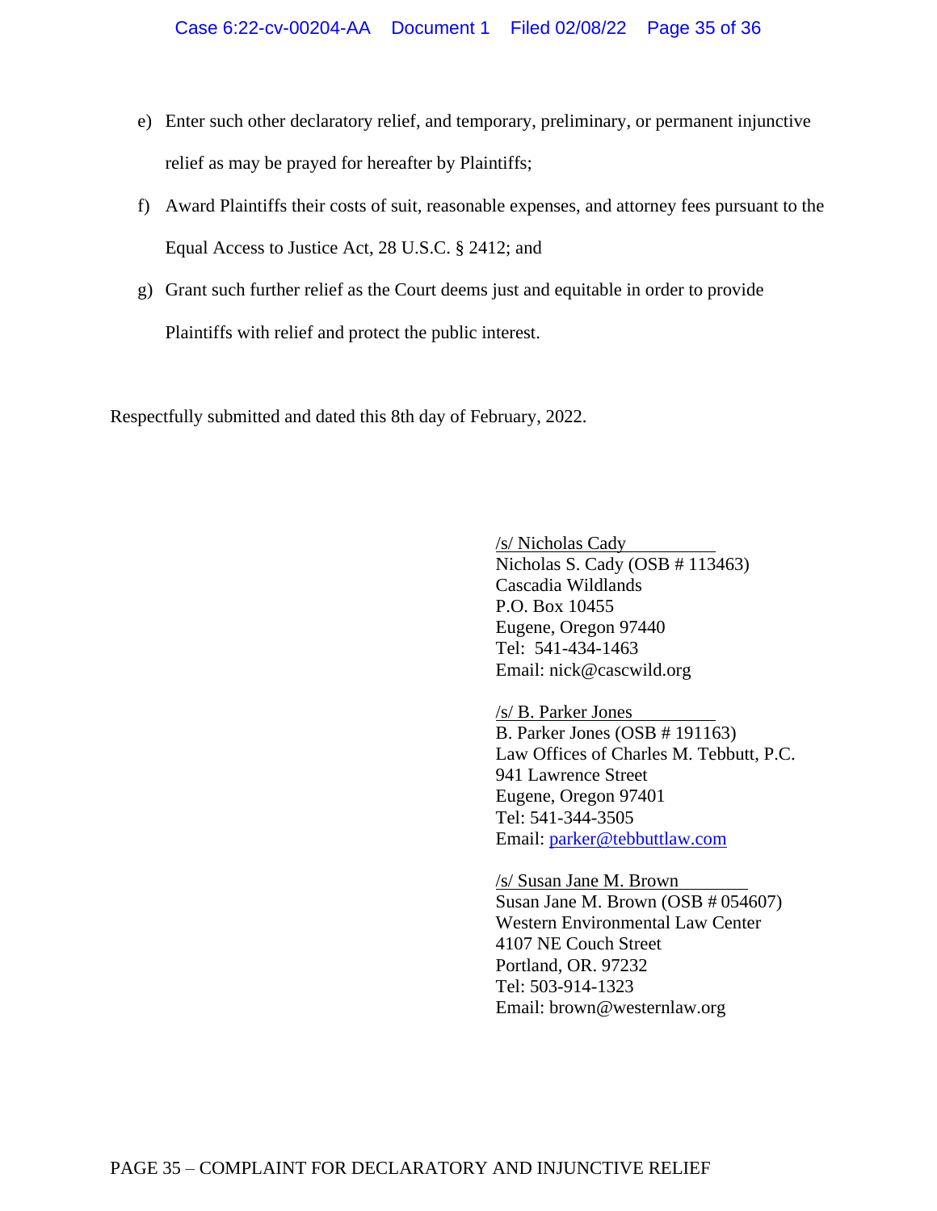e) Enter such other declaratory relief, and temporary, preliminary, or permanent injunctive relief as may be prayed for hereafter by Plaintiffs;

f) Award Plaintiffs their costs of suit, reasonable expenses, and attorney fees pursuant to the Equal Access to Justice Act, 28 U.S.C. § 2412; and

g) Grant such further relief as the Court deems just and equitable in order to provide Plaintiffs with relief and protect the public interest.

Respectfully submitted and dated this 8th day of February, 2022.

/s/ Nicholas Cady
Nicholas S. Cady (OSB # 113463)
Cascadia Wildlands
P.O. Box 10455
Eugene, Oregon 97440
Tel: 541-434-1463
Email: nick@cascwild.org

/s/ B. Parker Jones
B. Parker Jones (OSB # 191163)
Law Offices of Charles M. Tebbutt, P.C.
941 Lawrence Street
Eugene, Oregon 97401
Tel: 541-344-3505
Email: parker@tebbuttlaw.com

/s/ Susan Jane M. Brown
Susan Jane M. Brown (OSB # 054607)
Western Environmental Law Center
4107 NE Couch Street
Portland, OR. 97232
Tel: 503-914-1323
Email: brown@westernlaw.org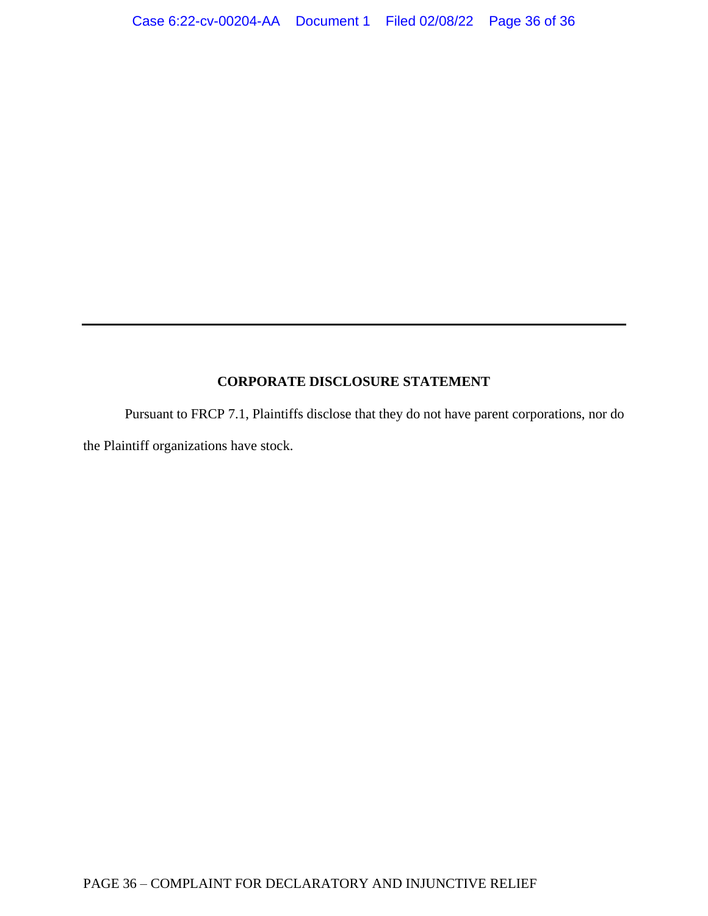---

**CORPORATE DISCLOSURE STATEMENT**

Pursuant to FRCP 7.1, Plaintiffs disclose that they do not have parent corporations, nor do the Plaintiff organizations have stock.